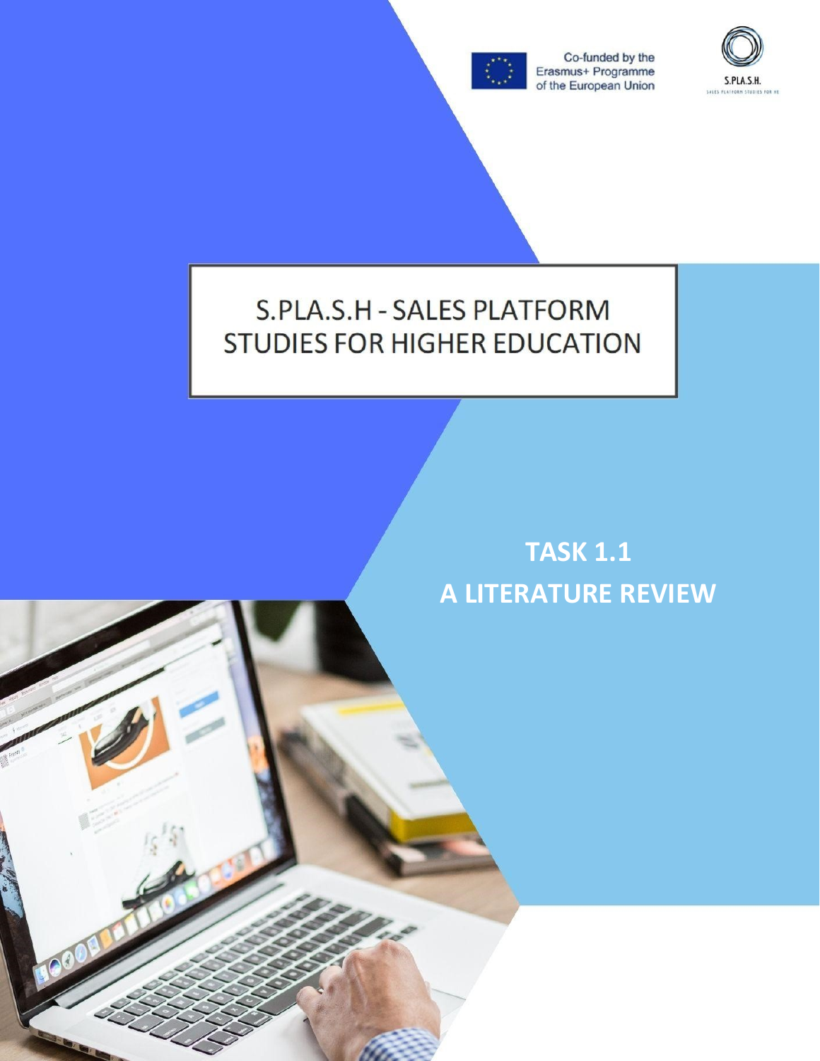Co-funded by the Erasmus+ Programme of the European Union

S.PLA.S.H.

SALES PLATFORM STUDIES FOR HE

# S.PLA.S.H - SALES PLATFORM STUDIES FOR HIGHER EDUCATION

## TASK 1.1
## A LITERATURE REVIEW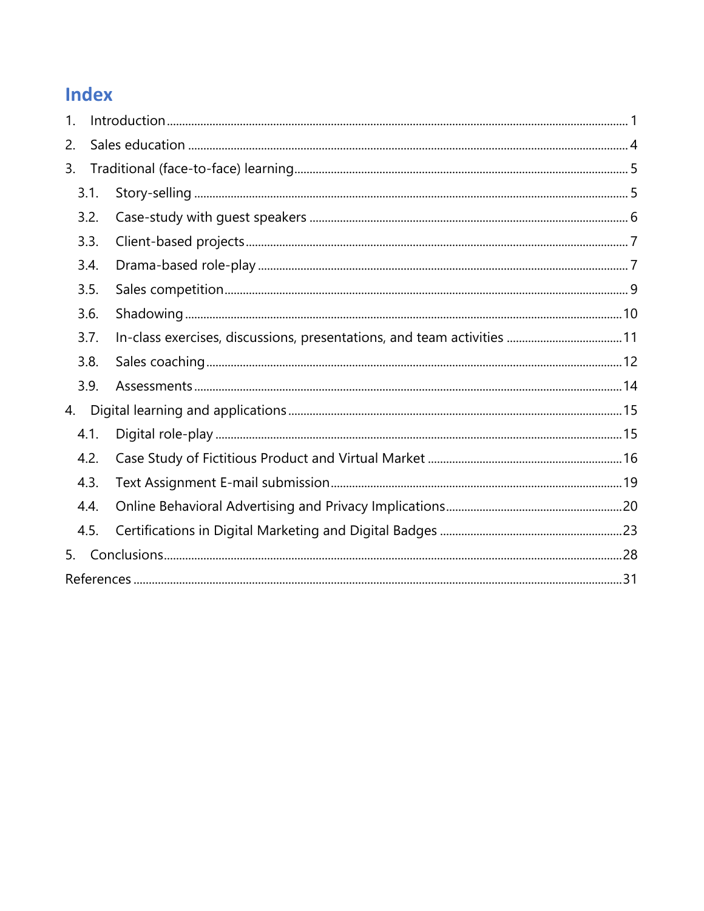# Index

1. Introduction ..... 1
2. Sales education ..... 4
3. Traditional (face-to-face) learning ..... 5
   - 3.1. Story-selling ..... 5
   - 3.2. Case-study with guest speakers ..... 6
   - 3.3. Client-based projects ..... 7
   - 3.4. Drama-based role-play ..... 7
   - 3.5. Sales competition ..... 9
   - 3.6. Shadowing ..... 10
   - 3.7. In-class exercises, discussions, presentations, and team activities ..... 11
   - 3.8. Sales coaching ..... 12
   - 3.9. Assessments ..... 14
4. Digital learning and applications ..... 15
   - 4.1. Digital role-play ..... 15
   - 4.2. Case Study of Fictitious Product and Virtual Market ..... 16
   - 4.3. Text Assignment E-mail submission ..... 19
   - 4.4. Online Behavioral Advertising and Privacy Implications ..... 20
   - 4.5. Certifications in Digital Marketing and Digital Badges ..... 23
5. Conclusions ..... 28

References ..... 31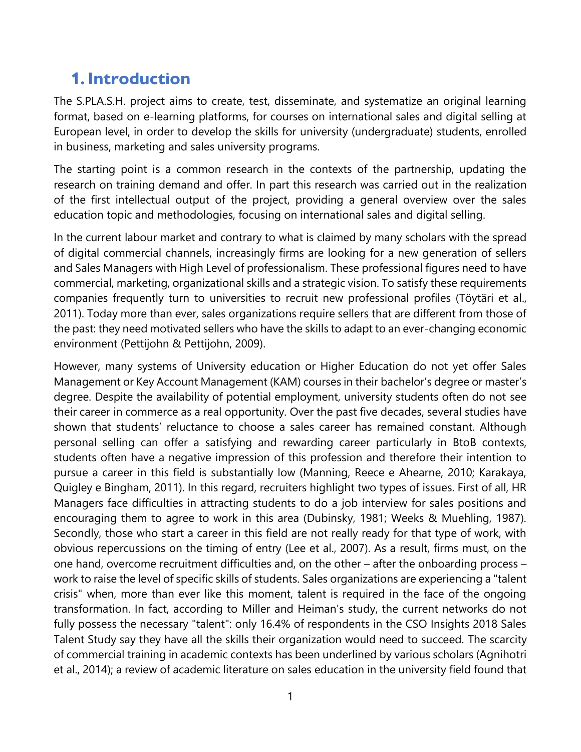# 1. Introduction

The S.PLA.S.H. project aims to create, test, disseminate, and systematize an original learning format, based on e-learning platforms, for courses on international sales and digital selling at European level, in order to develop the skills for university (undergraduate) students, enrolled in business, marketing and sales university programs.

The starting point is a common research in the contexts of the partnership, updating the research on training demand and offer. In part this research was carried out in the realization of the first intellectual output of the project, providing a general overview over the sales education topic and methodologies, focusing on international sales and digital selling.

In the current labour market and contrary to what is claimed by many scholars with the spread of digital commercial channels, increasingly firms are looking for a new generation of sellers and Sales Managers with High Level of professionalism. These professional figures need to have commercial, marketing, organizational skills and a strategic vision. To satisfy these requirements companies frequently turn to universities to recruit new professional profiles (Töytäri et al., 2011). Today more than ever, sales organizations require sellers that are different from those of the past: they need motivated sellers who have the skills to adapt to an ever-changing economic environment (Pettijohn & Pettijohn, 2009).

However, many systems of University education or Higher Education do not yet offer Sales Management or Key Account Management (KAM) courses in their bachelor's degree or master's degree. Despite the availability of potential employment, university students often do not see their career in commerce as a real opportunity. Over the past five decades, several studies have shown that students' reluctance to choose a sales career has remained constant. Although personal selling can offer a satisfying and rewarding career particularly in BtoB contexts, students often have a negative impression of this profession and therefore their intention to pursue a career in this field is substantially low (Manning, Reece e Ahearne, 2010; Karakaya, Quigley e Bingham, 2011). In this regard, recruiters highlight two types of issues. First of all, HR Managers face difficulties in attracting students to do a job interview for sales positions and encouraging them to agree to work in this area (Dubinsky, 1981; Weeks & Muehling, 1987). Secondly, those who start a career in this field are not really ready for that type of work, with obvious repercussions on the timing of entry (Lee et al., 2007). As a result, firms must, on the one hand, overcome recruitment difficulties and, on the other – after the onboarding process – work to raise the level of specific skills of students. Sales organizations are experiencing a "talent crisis" when, more than ever like this moment, talent is required in the face of the ongoing transformation. In fact, according to Miller and Heiman's study, the current networks do not fully possess the necessary "talent": only 16.4% of respondents in the CSO Insights 2018 Sales Talent Study say they have all the skills their organization would need to succeed. The scarcity of commercial training in academic contexts has been underlined by various scholars (Agnihotri et al., 2014); a review of academic literature on sales education in the university field found that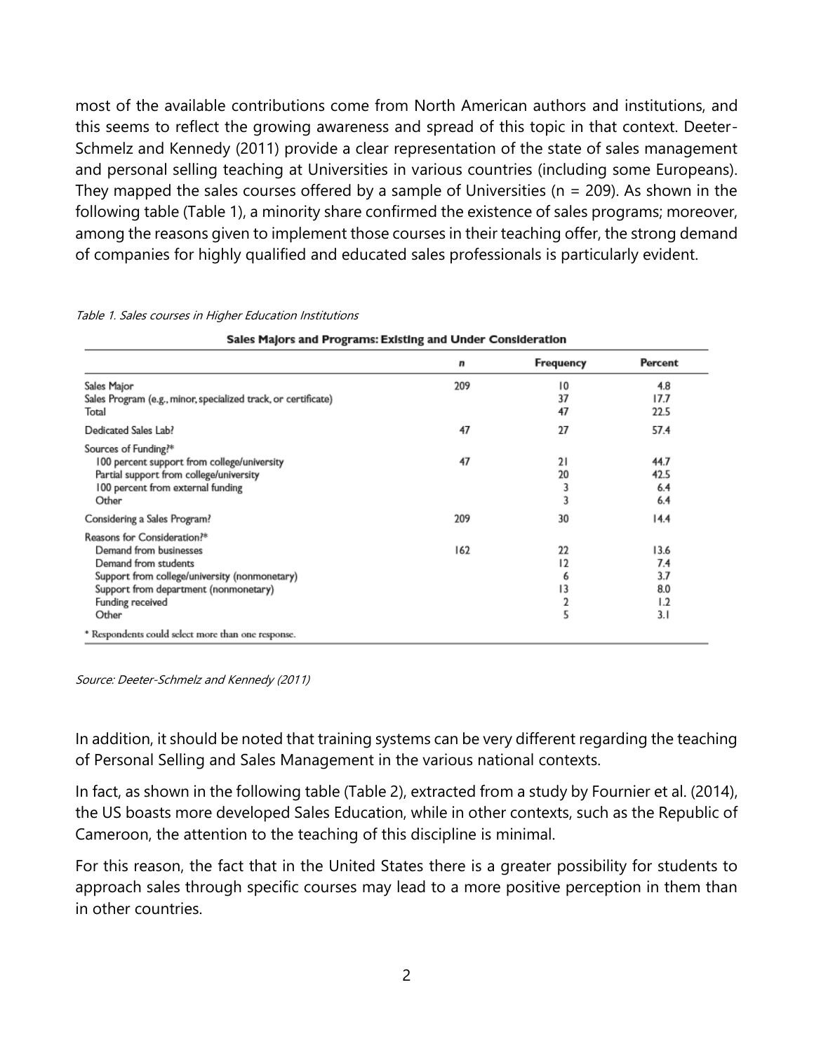most of the available contributions come from North American authors and institutions, and this seems to reflect the growing awareness and spread of this topic in that context. Deeter-Schmelz and Kennedy (2011) provide a clear representation of the state of sales management and personal selling teaching at Universities in various countries (including some Europeans). They mapped the sales courses offered by a sample of Universities (n = 209). As shown in the following table (Table 1), a minority share confirmed the existence of sales programs; moreover, among the reasons given to implement those courses in their teaching offer, the strong demand of companies for highly qualified and educated sales professionals is particularly evident.

*Table 1. Sales courses in Higher Education Institutions*

**Sales Majors and Programs: Existing and Under Consideration**

| | n | Frequency | Percent |
|---|---|---|---|
| Sales Major | 209 | 10 | 4.8 |
| Sales Program (e.g., minor, specialized track, or certificate) | | 37 | 17.7 |
| Total | | 47 | 22.5 |
| Dedicated Sales Lab? | 47 | 27 | 57.4 |
| Sources of Funding?* | | | |
| 100 percent support from college/university | 47 | 21 | 44.7 |
| Partial support from college/university | | 20 | 42.5 |
| 100 percent from external funding | | 3 | 6.4 |
| Other | | 3 | 6.4 |
| Considering a Sales Program? | 209 | 30 | 14.4 |
| Reasons for Consideration?* | | | |
| Demand from businesses | 162 | 22 | 13.6 |
| Demand from students | | 12 | 7.4 |
| Support from college/university (nonmonetary) | | 6 | 3.7 |
| Support from department (nonmonetary) | | 13 | 8.0 |
| Funding received | | 2 | 1.2 |
| Other | | 5 | 3.1 |

\* Respondents could select more than one response.

*Source: Deeter-Schmelz and Kennedy (2011)*

In addition, it should be noted that training systems can be very different regarding the teaching of Personal Selling and Sales Management in the various national contexts.

In fact, as shown in the following table (Table 2), extracted from a study by Fournier et al. (2014), the US boasts more developed Sales Education, while in other contexts, such as the Republic of Cameroon, the attention to the teaching of this discipline is minimal.

For this reason, the fact that in the United States there is a greater possibility for students to approach sales through specific courses may lead to a more positive perception in them than in other countries.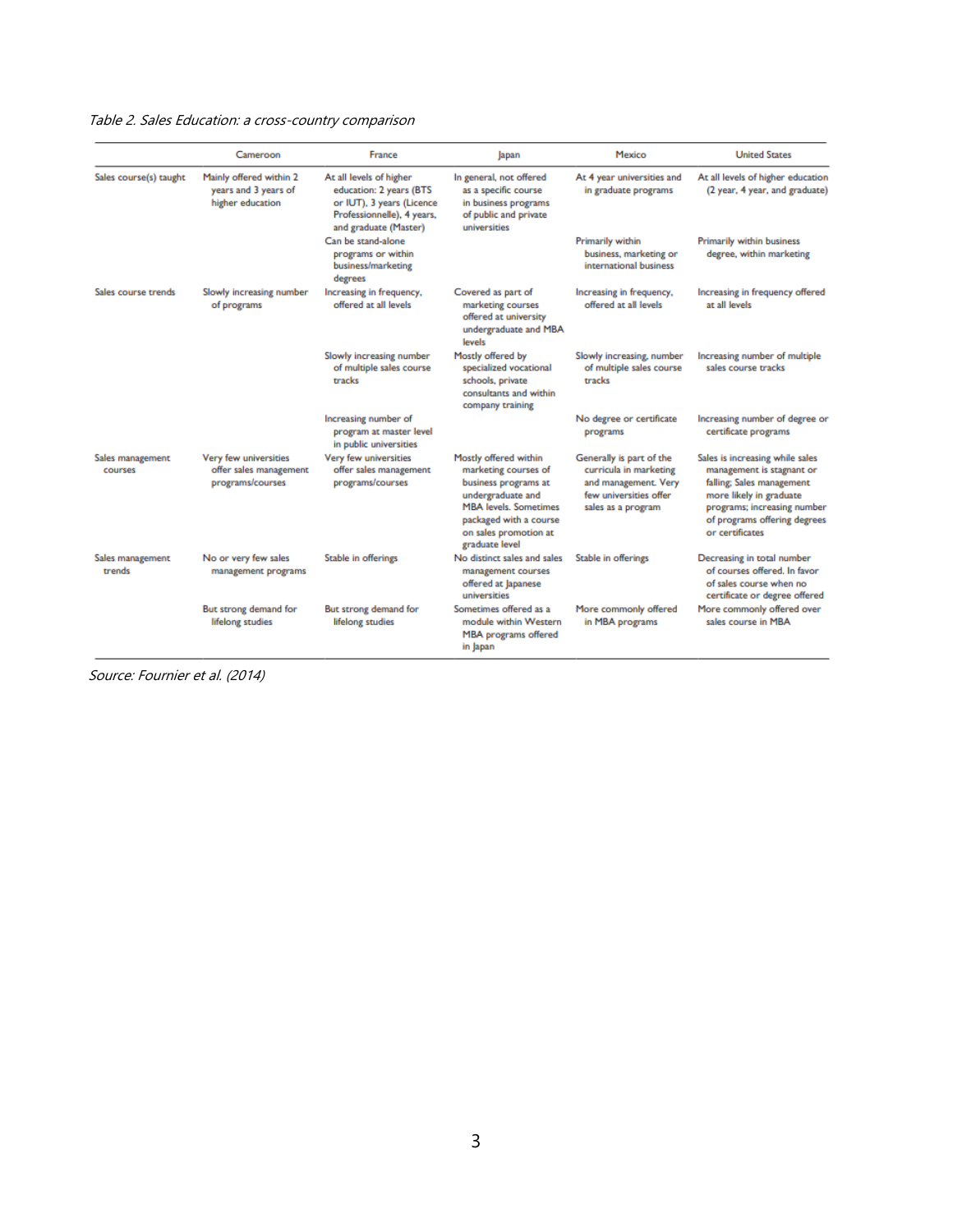*Table 2. Sales Education: a cross-country comparison*

| | Cameroon | France | Japan | Mexico | United States |
|---|---|---|---|---|---|
| Sales course(s) taught | Mainly offered within 2 years and 3 years of higher education | At all levels of higher education: 2 years (BTS or IUT), 3 years (Licence Professionnelle), 4 years, and graduate (Master) | In general, not offered as a specific course in business programs of public and private universities | At 4 year universities and in graduate programs | At all levels of higher education (2 year, 4 year, and graduate) |
| | | Can be stand-alone programs or within business/marketing degrees | | Primarily within business, marketing or international business | Primarily within business degree, within marketing |
| Sales course trends | Slowly increasing number of programs | Increasing in frequency, offered at all levels | Covered as part of marketing courses offered at university undergraduate and MBA levels | Increasing in frequency, offered at all levels | Increasing in frequency offered at all levels |
| | | Slowly increasing number of multiple sales course tracks | Mostly offered by specialized vocational schools, private consultants and within company training | Slowly increasing, number of multiple sales course tracks | Increasing number of multiple sales course tracks |
| | | Increasing number of program at master level in public universities | | No degree or certificate programs | Increasing number of degree or certificate programs |
| Sales management courses | Very few universities offer sales management programs/courses | Very few universities offer sales management programs/courses | Mostly offered within marketing courses of business programs at undergraduate and MBA levels. Sometimes packaged with a course on sales promotion at graduate level | Generally is part of the curricula in marketing and management. Very few universities offer sales as a program | Sales is increasing while sales management is stagnant or falling; Sales management more likely in graduate programs; increasing number of programs offering degrees or certificates |
| Sales management trends | No or very few sales management programs | Stable in offerings | No distinct sales and sales management courses offered at Japanese universities | Stable in offerings | Decreasing in total number of courses offered. In favor of sales course when no certificate or degree offered |
| | But strong demand for lifelong studies | But strong demand for lifelong studies | Sometimes offered as a module within Western MBA programs offered in Japan | More commonly offered in MBA programs | More commonly offered over sales course in MBA |

*Source: Fournier et al. (2014)*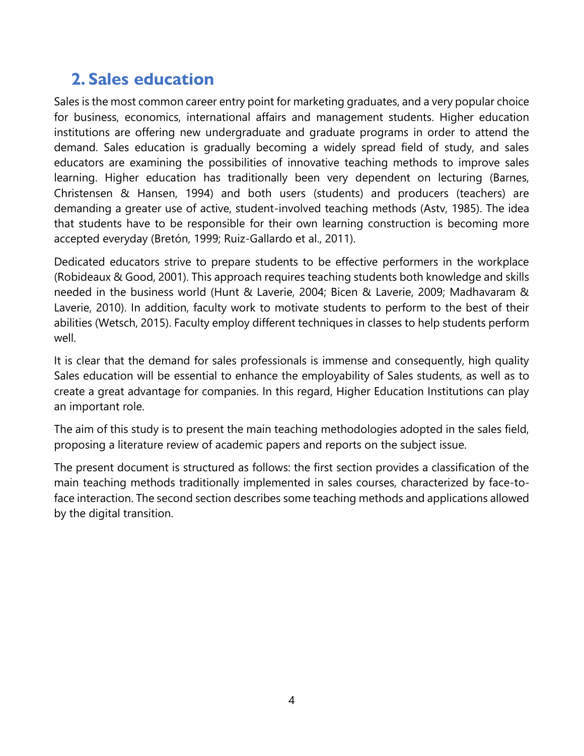## 2. Sales education

Sales is the most common career entry point for marketing graduates, and a very popular choice for business, economics, international affairs and management students. Higher education institutions are offering new undergraduate and graduate programs in order to attend the demand. Sales education is gradually becoming a widely spread field of study, and sales educators are examining the possibilities of innovative teaching methods to improve sales learning. Higher education has traditionally been very dependent on lecturing (Barnes, Christensen & Hansen, 1994) and both users (students) and producers (teachers) are demanding a greater use of active, student-involved teaching methods (Astv, 1985). The idea that students have to be responsible for their own learning construction is becoming more accepted everyday (Bretón, 1999; Ruiz-Gallardo et al., 2011).

Dedicated educators strive to prepare students to be effective performers in the workplace (Robideaux & Good, 2001). This approach requires teaching students both knowledge and skills needed in the business world (Hunt & Laverie, 2004; Bicen & Laverie, 2009; Madhavaram & Laverie, 2010). In addition, faculty work to motivate students to perform to the best of their abilities (Wetsch, 2015). Faculty employ different techniques in classes to help students perform well.

It is clear that the demand for sales professionals is immense and consequently, high quality Sales education will be essential to enhance the employability of Sales students, as well as to create a great advantage for companies. In this regard, Higher Education Institutions can play an important role.

The aim of this study is to present the main teaching methodologies adopted in the sales field, proposing a literature review of academic papers and reports on the subject issue.

The present document is structured as follows: the first section provides a classification of the main teaching methods traditionally implemented in sales courses, characterized by face-to-face interaction. The second section describes some teaching methods and applications allowed by the digital transition.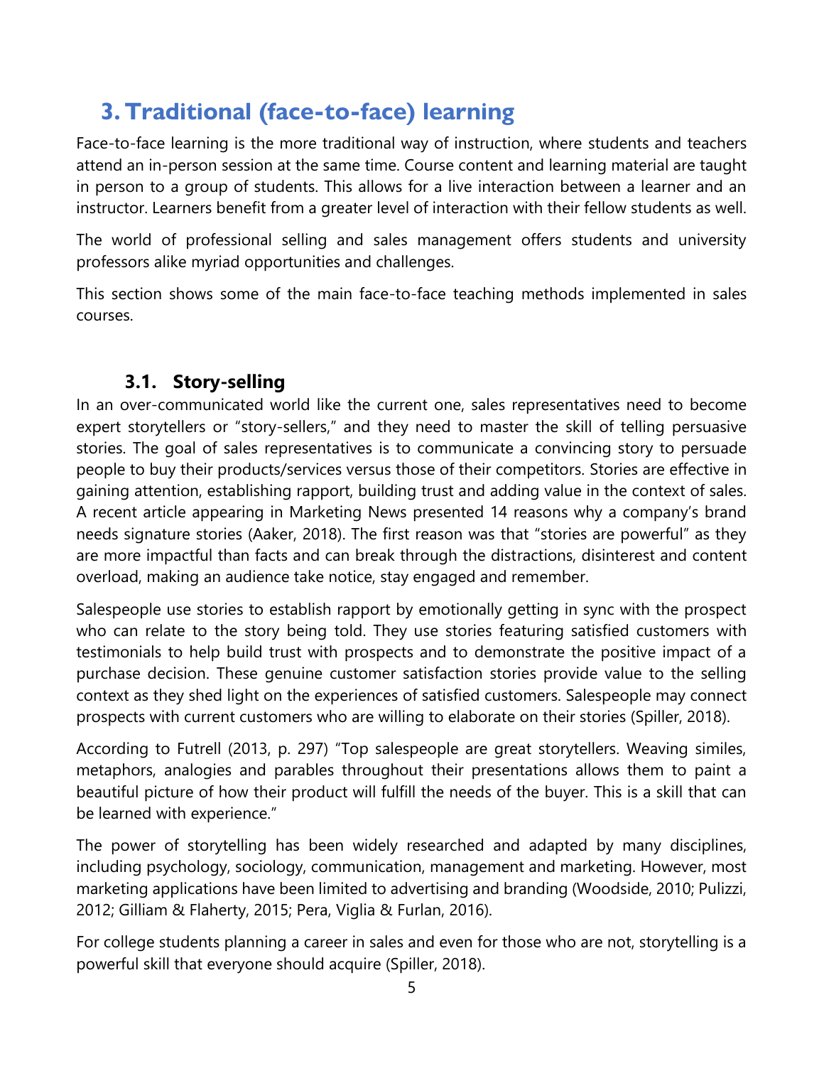# 3. Traditional (face-to-face) learning

Face-to-face learning is the more traditional way of instruction, where students and teachers attend an in-person session at the same time. Course content and learning material are taught in person to a group of students. This allows for a live interaction between a learner and an instructor. Learners benefit from a greater level of interaction with their fellow students as well.

The world of professional selling and sales management offers students and university professors alike myriad opportunities and challenges.

This section shows some of the main face-to-face teaching methods implemented in sales courses.

## 3.1. Story-selling

In an over-communicated world like the current one, sales representatives need to become expert storytellers or "story-sellers," and they need to master the skill of telling persuasive stories. The goal of sales representatives is to communicate a convincing story to persuade people to buy their products/services versus those of their competitors. Stories are effective in gaining attention, establishing rapport, building trust and adding value in the context of sales. A recent article appearing in Marketing News presented 14 reasons why a company's brand needs signature stories (Aaker, 2018). The first reason was that "stories are powerful" as they are more impactful than facts and can break through the distractions, disinterest and content overload, making an audience take notice, stay engaged and remember.

Salespeople use stories to establish rapport by emotionally getting in sync with the prospect who can relate to the story being told. They use stories featuring satisfied customers with testimonials to help build trust with prospects and to demonstrate the positive impact of a purchase decision. These genuine customer satisfaction stories provide value to the selling context as they shed light on the experiences of satisfied customers. Salespeople may connect prospects with current customers who are willing to elaborate on their stories (Spiller, 2018).

According to Futrell (2013, p. 297) "Top salespeople are great storytellers. Weaving similes, metaphors, analogies and parables throughout their presentations allows them to paint a beautiful picture of how their product will fulfill the needs of the buyer. This is a skill that can be learned with experience."

The power of storytelling has been widely researched and adapted by many disciplines, including psychology, sociology, communication, management and marketing. However, most marketing applications have been limited to advertising and branding (Woodside, 2010; Pulizzi, 2012; Gilliam & Flaherty, 2015; Pera, Viglia & Furlan, 2016).

For college students planning a career in sales and even for those who are not, storytelling is a powerful skill that everyone should acquire (Spiller, 2018).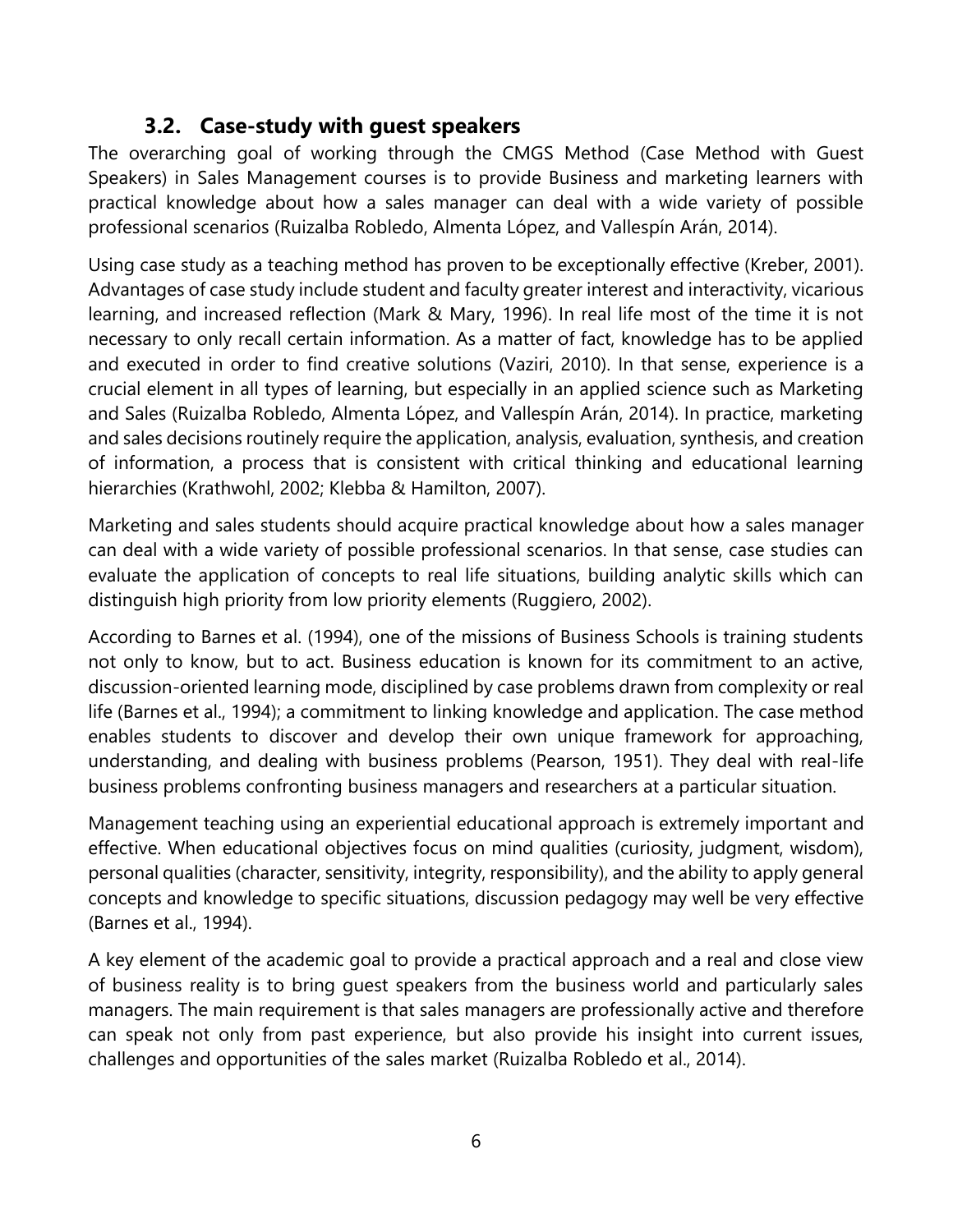### 3.2. Case-study with guest speakers

The overarching goal of working through the CMGS Method (Case Method with Guest Speakers) in Sales Management courses is to provide Business and marketing learners with practical knowledge about how a sales manager can deal with a wide variety of possible professional scenarios (Ruizalba Robledo, Almenta López, and Vallespín Arán, 2014).

Using case study as a teaching method has proven to be exceptionally effective (Kreber, 2001). Advantages of case study include student and faculty greater interest and interactivity, vicarious learning, and increased reflection (Mark & Mary, 1996). In real life most of the time it is not necessary to only recall certain information. As a matter of fact, knowledge has to be applied and executed in order to find creative solutions (Vaziri, 2010). In that sense, experience is a crucial element in all types of learning, but especially in an applied science such as Marketing and Sales (Ruizalba Robledo, Almenta López, and Vallespín Arán, 2014). In practice, marketing and sales decisions routinely require the application, analysis, evaluation, synthesis, and creation of information, a process that is consistent with critical thinking and educational learning hierarchies (Krathwohl, 2002; Klebba & Hamilton, 2007).

Marketing and sales students should acquire practical knowledge about how a sales manager can deal with a wide variety of possible professional scenarios. In that sense, case studies can evaluate the application of concepts to real life situations, building analytic skills which can distinguish high priority from low priority elements (Ruggiero, 2002).

According to Barnes et al. (1994), one of the missions of Business Schools is training students not only to know, but to act. Business education is known for its commitment to an active, discussion-oriented learning mode, disciplined by case problems drawn from complexity or real life (Barnes et al., 1994); a commitment to linking knowledge and application. The case method enables students to discover and develop their own unique framework for approaching, understanding, and dealing with business problems (Pearson, 1951). They deal with real-life business problems confronting business managers and researchers at a particular situation.

Management teaching using an experiential educational approach is extremely important and effective. When educational objectives focus on mind qualities (curiosity, judgment, wisdom), personal qualities (character, sensitivity, integrity, responsibility), and the ability to apply general concepts and knowledge to specific situations, discussion pedagogy may well be very effective (Barnes et al., 1994).

A key element of the academic goal to provide a practical approach and a real and close view of business reality is to bring guest speakers from the business world and particularly sales managers. The main requirement is that sales managers are professionally active and therefore can speak not only from past experience, but also provide his insight into current issues, challenges and opportunities of the sales market (Ruizalba Robledo et al., 2014).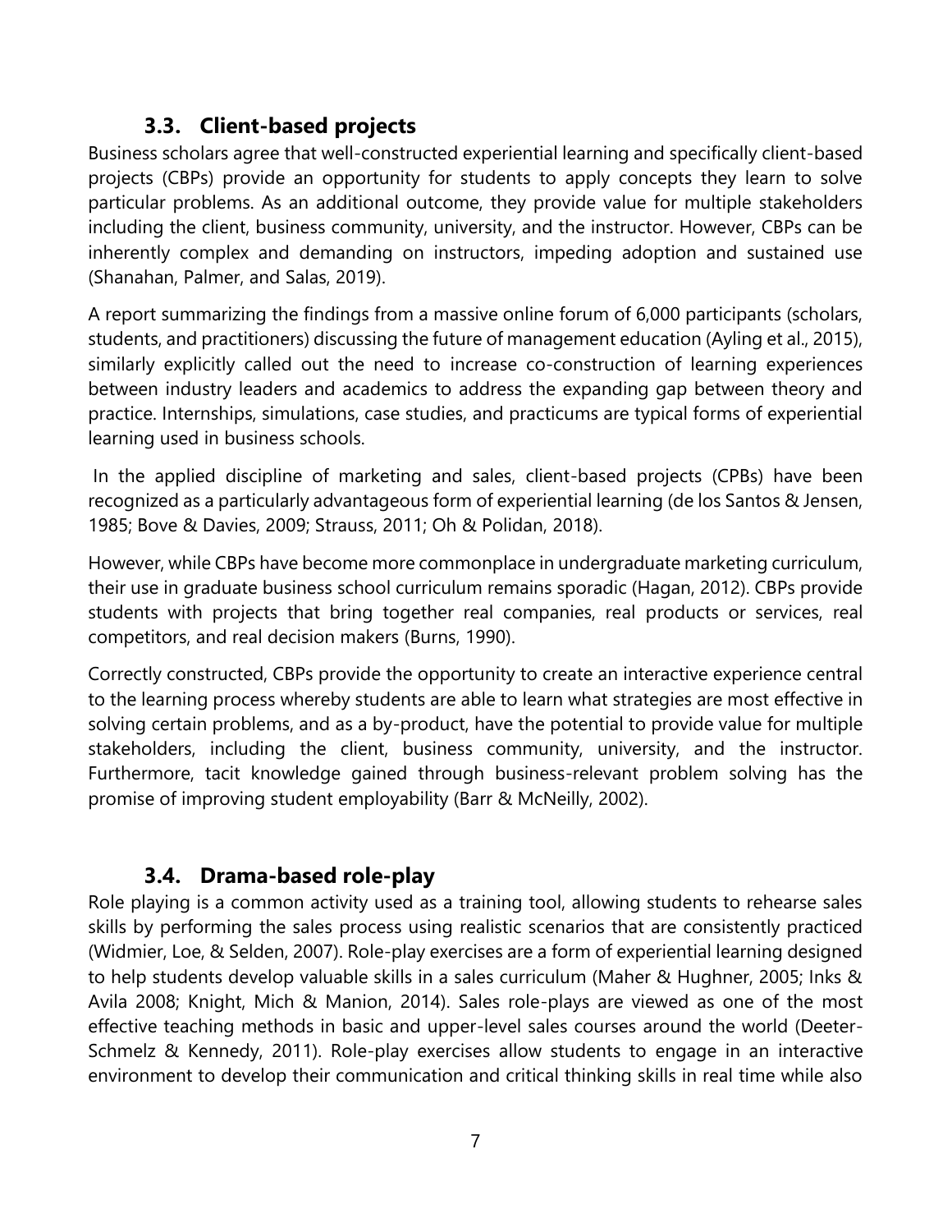### 3.3. Client-based projects

Business scholars agree that well-constructed experiential learning and specifically client-based projects (CBPs) provide an opportunity for students to apply concepts they learn to solve particular problems. As an additional outcome, they provide value for multiple stakeholders including the client, business community, university, and the instructor. However, CBPs can be inherently complex and demanding on instructors, impeding adoption and sustained use (Shanahan, Palmer, and Salas, 2019).

A report summarizing the findings from a massive online forum of 6,000 participants (scholars, students, and practitioners) discussing the future of management education (Ayling et al., 2015), similarly explicitly called out the need to increase co-construction of learning experiences between industry leaders and academics to address the expanding gap between theory and practice. Internships, simulations, case studies, and practicums are typical forms of experiential learning used in business schools.

In the applied discipline of marketing and sales, client-based projects (CPBs) have been recognized as a particularly advantageous form of experiential learning (de los Santos & Jensen, 1985; Bove & Davies, 2009; Strauss, 2011; Oh & Polidan, 2018).

However, while CBPs have become more commonplace in undergraduate marketing curriculum, their use in graduate business school curriculum remains sporadic (Hagan, 2012). CBPs provide students with projects that bring together real companies, real products or services, real competitors, and real decision makers (Burns, 1990).

Correctly constructed, CBPs provide the opportunity to create an interactive experience central to the learning process whereby students are able to learn what strategies are most effective in solving certain problems, and as a by-product, have the potential to provide value for multiple stakeholders, including the client, business community, university, and the instructor. Furthermore, tacit knowledge gained through business-relevant problem solving has the promise of improving student employability (Barr & McNeilly, 2002).

### 3.4. Drama-based role-play

Role playing is a common activity used as a training tool, allowing students to rehearse sales skills by performing the sales process using realistic scenarios that are consistently practiced (Widmier, Loe, & Selden, 2007). Role-play exercises are a form of experiential learning designed to help students develop valuable skills in a sales curriculum (Maher & Hughner, 2005; Inks & Avila 2008; Knight, Mich & Manion, 2014). Sales role-plays are viewed as one of the most effective teaching methods in basic and upper-level sales courses around the world (Deeter-Schmelz & Kennedy, 2011). Role-play exercises allow students to engage in an interactive environment to develop their communication and critical thinking skills in real time while also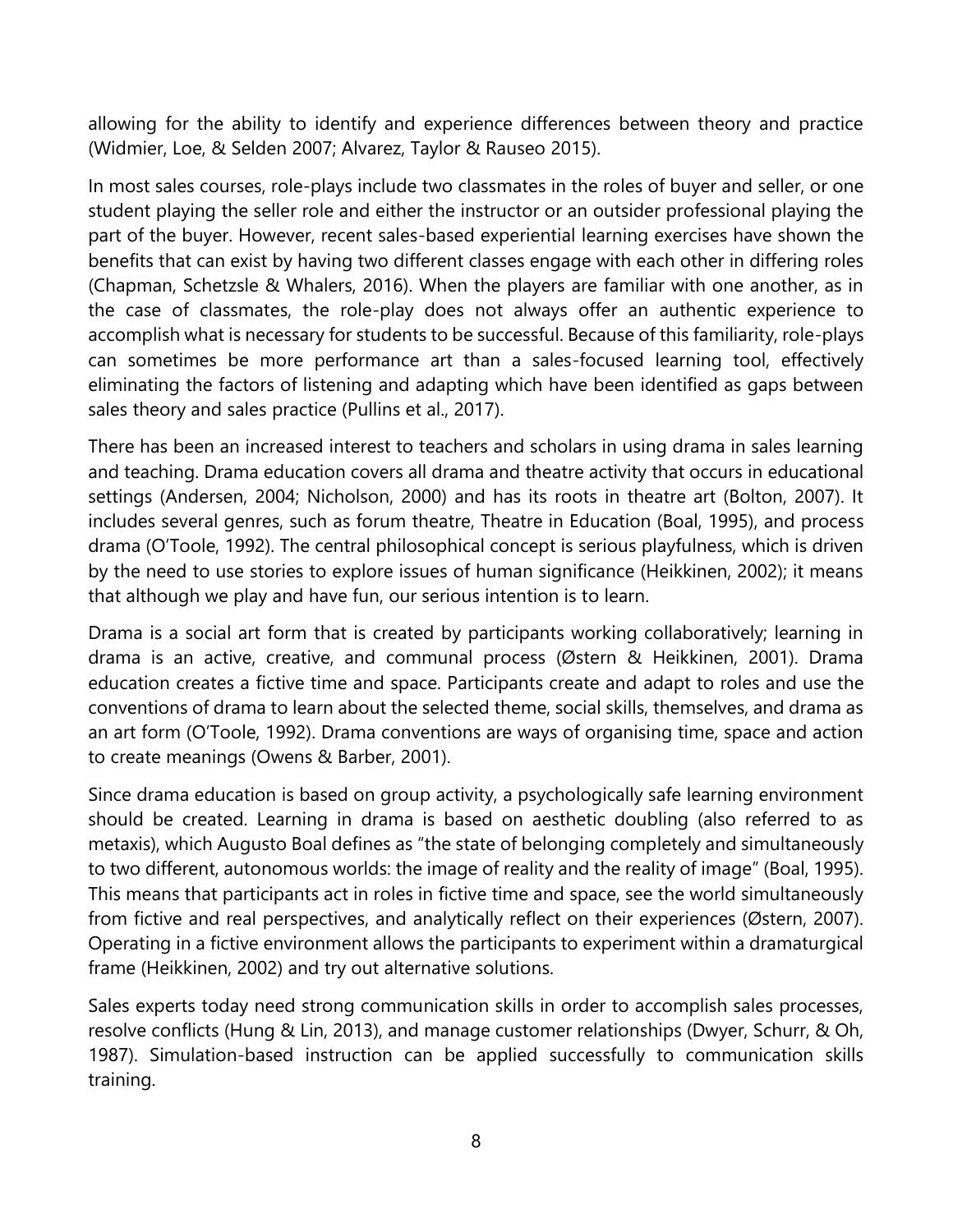allowing for the ability to identify and experience differences between theory and practice (Widmier, Loe, & Selden 2007; Alvarez, Taylor & Rauseo 2015).

In most sales courses, role-plays include two classmates in the roles of buyer and seller, or one student playing the seller role and either the instructor or an outsider professional playing the part of the buyer. However, recent sales-based experiential learning exercises have shown the benefits that can exist by having two different classes engage with each other in differing roles (Chapman, Schetzsle & Whalers, 2016). When the players are familiar with one another, as in the case of classmates, the role-play does not always offer an authentic experience to accomplish what is necessary for students to be successful. Because of this familiarity, role-plays can sometimes be more performance art than a sales-focused learning tool, effectively eliminating the factors of listening and adapting which have been identified as gaps between sales theory and sales practice (Pullins et al., 2017).

There has been an increased interest to teachers and scholars in using drama in sales learning and teaching. Drama education covers all drama and theatre activity that occurs in educational settings (Andersen, 2004; Nicholson, 2000) and has its roots in theatre art (Bolton, 2007). It includes several genres, such as forum theatre, Theatre in Education (Boal, 1995), and process drama (O'Toole, 1992). The central philosophical concept is serious playfulness, which is driven by the need to use stories to explore issues of human significance (Heikkinen, 2002); it means that although we play and have fun, our serious intention is to learn.

Drama is a social art form that is created by participants working collaboratively; learning in drama is an active, creative, and communal process (Østern & Heikkinen, 2001). Drama education creates a fictive time and space. Participants create and adapt to roles and use the conventions of drama to learn about the selected theme, social skills, themselves, and drama as an art form (O'Toole, 1992). Drama conventions are ways of organising time, space and action to create meanings (Owens & Barber, 2001).

Since drama education is based on group activity, a psychologically safe learning environment should be created. Learning in drama is based on aesthetic doubling (also referred to as metaxis), which Augusto Boal defines as "the state of belonging completely and simultaneously to two different, autonomous worlds: the image of reality and the reality of image" (Boal, 1995). This means that participants act in roles in fictive time and space, see the world simultaneously from fictive and real perspectives, and analytically reflect on their experiences (Østern, 2007). Operating in a fictive environment allows the participants to experiment within a dramaturgical frame (Heikkinen, 2002) and try out alternative solutions.

Sales experts today need strong communication skills in order to accomplish sales processes, resolve conflicts (Hung & Lin, 2013), and manage customer relationships (Dwyer, Schurr, & Oh, 1987). Simulation-based instruction can be applied successfully to communication skills training.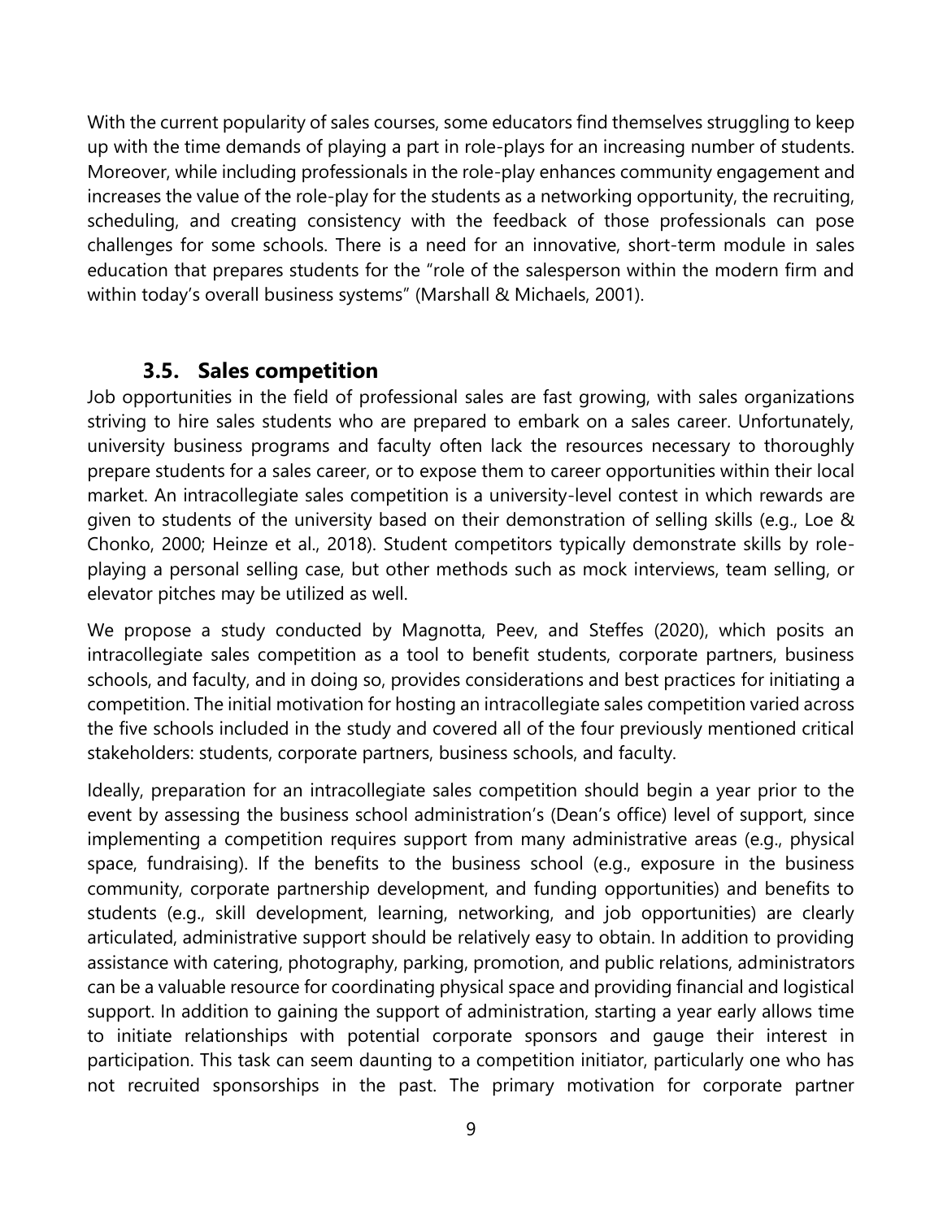With the current popularity of sales courses, some educators find themselves struggling to keep up with the time demands of playing a part in role-plays for an increasing number of students. Moreover, while including professionals in the role-play enhances community engagement and increases the value of the role-play for the students as a networking opportunity, the recruiting, scheduling, and creating consistency with the feedback of those professionals can pose challenges for some schools. There is a need for an innovative, short-term module in sales education that prepares students for the "role of the salesperson within the modern firm and within today's overall business systems" (Marshall & Michaels, 2001).

### 3.5. Sales competition

Job opportunities in the field of professional sales are fast growing, with sales organizations striving to hire sales students who are prepared to embark on a sales career. Unfortunately, university business programs and faculty often lack the resources necessary to thoroughly prepare students for a sales career, or to expose them to career opportunities within their local market. An intracollegiate sales competition is a university-level contest in which rewards are given to students of the university based on their demonstration of selling skills (e.g., Loe & Chonko, 2000; Heinze et al., 2018). Student competitors typically demonstrate skills by role-playing a personal selling case, but other methods such as mock interviews, team selling, or elevator pitches may be utilized as well.

We propose a study conducted by Magnotta, Peev, and Steffes (2020), which posits an intracollegiate sales competition as a tool to benefit students, corporate partners, business schools, and faculty, and in doing so, provides considerations and best practices for initiating a competition. The initial motivation for hosting an intracollegiate sales competition varied across the five schools included in the study and covered all of the four previously mentioned critical stakeholders: students, corporate partners, business schools, and faculty.

Ideally, preparation for an intracollegiate sales competition should begin a year prior to the event by assessing the business school administration's (Dean's office) level of support, since implementing a competition requires support from many administrative areas (e.g., physical space, fundraising). If the benefits to the business school (e.g., exposure in the business community, corporate partnership development, and funding opportunities) and benefits to students (e.g., skill development, learning, networking, and job opportunities) are clearly articulated, administrative support should be relatively easy to obtain. In addition to providing assistance with catering, photography, parking, promotion, and public relations, administrators can be a valuable resource for coordinating physical space and providing financial and logistical support. In addition to gaining the support of administration, starting a year early allows time to initiate relationships with potential corporate sponsors and gauge their interest in participation. This task can seem daunting to a competition initiator, particularly one who has not recruited sponsorships in the past. The primary motivation for corporate partner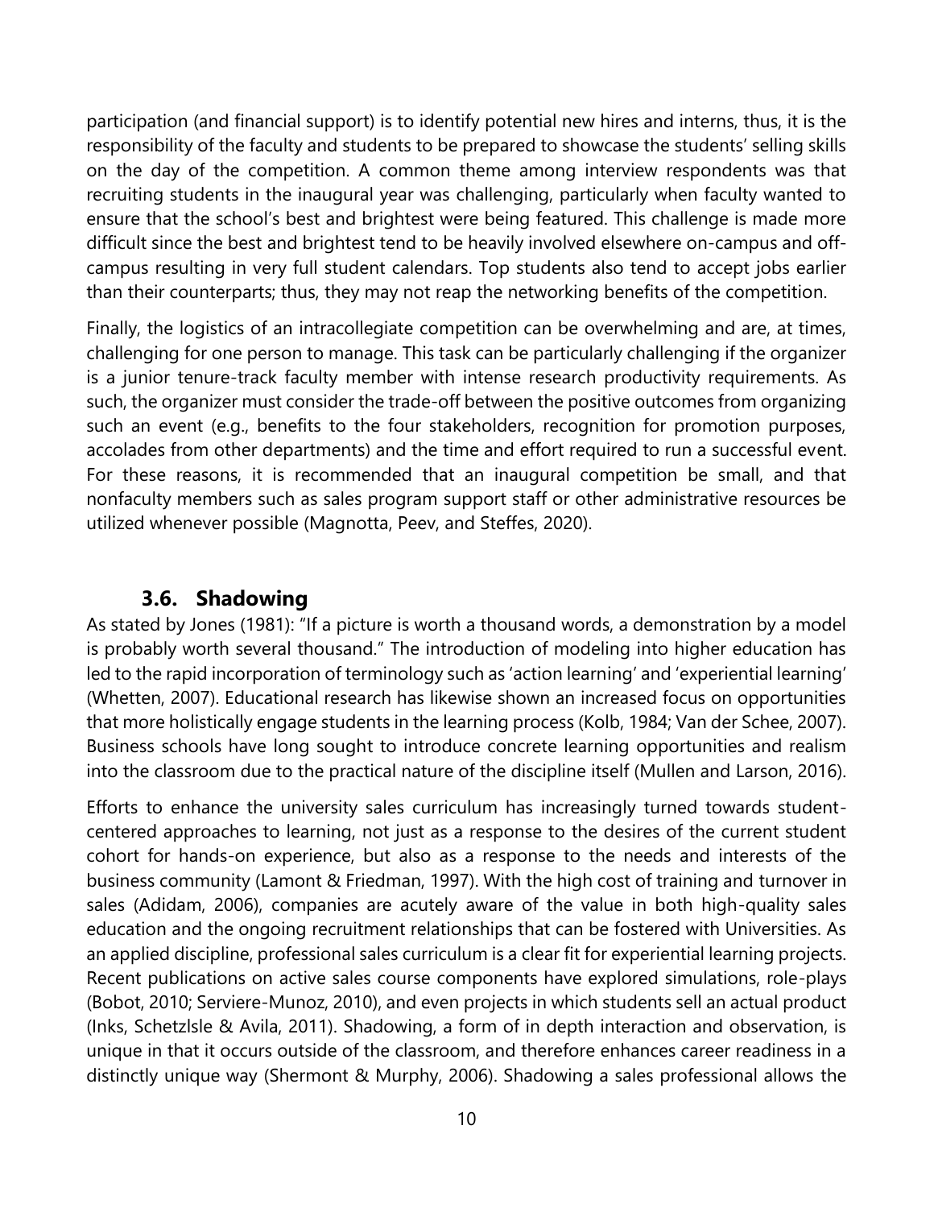participation (and financial support) is to identify potential new hires and interns, thus, it is the responsibility of the faculty and students to be prepared to showcase the students' selling skills on the day of the competition. A common theme among interview respondents was that recruiting students in the inaugural year was challenging, particularly when faculty wanted to ensure that the school's best and brightest were being featured. This challenge is made more difficult since the best and brightest tend to be heavily involved elsewhere on-campus and off-campus resulting in very full student calendars. Top students also tend to accept jobs earlier than their counterparts; thus, they may not reap the networking benefits of the competition.

Finally, the logistics of an intracollegiate competition can be overwhelming and are, at times, challenging for one person to manage. This task can be particularly challenging if the organizer is a junior tenure-track faculty member with intense research productivity requirements. As such, the organizer must consider the trade-off between the positive outcomes from organizing such an event (e.g., benefits to the four stakeholders, recognition for promotion purposes, accolades from other departments) and the time and effort required to run a successful event. For these reasons, it is recommended that an inaugural competition be small, and that nonfaculty members such as sales program support staff or other administrative resources be utilized whenever possible (Magnotta, Peev, and Steffes, 2020).

### 3.6. Shadowing

As stated by Jones (1981): "If a picture is worth a thousand words, a demonstration by a model is probably worth several thousand." The introduction of modeling into higher education has led to the rapid incorporation of terminology such as 'action learning' and 'experiential learning' (Whetten, 2007). Educational research has likewise shown an increased focus on opportunities that more holistically engage students in the learning process (Kolb, 1984; Van der Schee, 2007). Business schools have long sought to introduce concrete learning opportunities and realism into the classroom due to the practical nature of the discipline itself (Mullen and Larson, 2016).

Efforts to enhance the university sales curriculum has increasingly turned towards student-centered approaches to learning, not just as a response to the desires of the current student cohort for hands-on experience, but also as a response to the needs and interests of the business community (Lamont & Friedman, 1997). With the high cost of training and turnover in sales (Adidam, 2006), companies are acutely aware of the value in both high-quality sales education and the ongoing recruitment relationships that can be fostered with Universities. As an applied discipline, professional sales curriculum is a clear fit for experiential learning projects. Recent publications on active sales course components have explored simulations, role-plays (Bobot, 2010; Serviere-Munoz, 2010), and even projects in which students sell an actual product (Inks, Schetzlsle & Avila, 2011). Shadowing, a form of in depth interaction and observation, is unique in that it occurs outside of the classroom, and therefore enhances career readiness in a distinctly unique way (Shermont & Murphy, 2006). Shadowing a sales professional allows the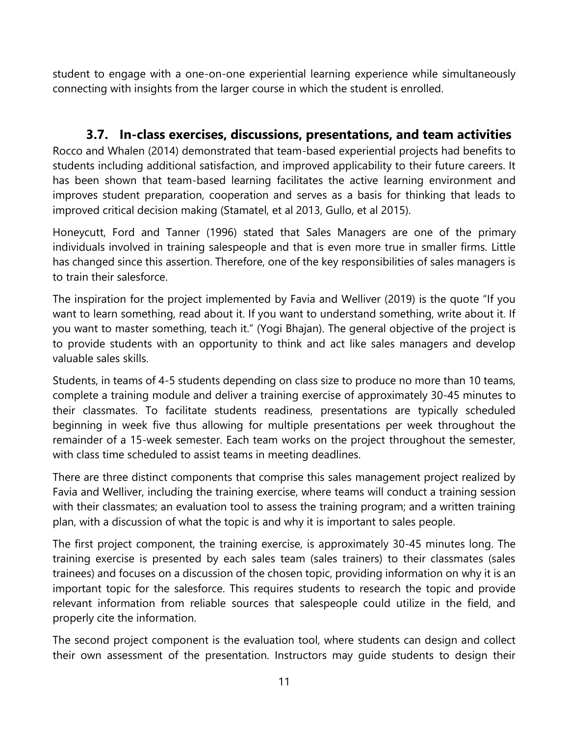student to engage with a one-on-one experiential learning experience while simultaneously connecting with insights from the larger course in which the student is enrolled.

### 3.7. In-class exercises, discussions, presentations, and team activities

Rocco and Whalen (2014) demonstrated that team-based experiential projects had benefits to students including additional satisfaction, and improved applicability to their future careers. It has been shown that team-based learning facilitates the active learning environment and improves student preparation, cooperation and serves as a basis for thinking that leads to improved critical decision making (Stamatel, et al 2013, Gullo, et al 2015).

Honeycutt, Ford and Tanner (1996) stated that Sales Managers are one of the primary individuals involved in training salespeople and that is even more true in smaller firms. Little has changed since this assertion. Therefore, one of the key responsibilities of sales managers is to train their salesforce.

The inspiration for the project implemented by Favia and Welliver (2019) is the quote "If you want to learn something, read about it. If you want to understand something, write about it. If you want to master something, teach it." (Yogi Bhajan). The general objective of the project is to provide students with an opportunity to think and act like sales managers and develop valuable sales skills.

Students, in teams of 4-5 students depending on class size to produce no more than 10 teams, complete a training module and deliver a training exercise of approximately 30-45 minutes to their classmates. To facilitate students readiness, presentations are typically scheduled beginning in week five thus allowing for multiple presentations per week throughout the remainder of a 15-week semester. Each team works on the project throughout the semester, with class time scheduled to assist teams in meeting deadlines.

There are three distinct components that comprise this sales management project realized by Favia and Welliver, including the training exercise, where teams will conduct a training session with their classmates; an evaluation tool to assess the training program; and a written training plan, with a discussion of what the topic is and why it is important to sales people.

The first project component, the training exercise, is approximately 30-45 minutes long. The training exercise is presented by each sales team (sales trainers) to their classmates (sales trainees) and focuses on a discussion of the chosen topic, providing information on why it is an important topic for the salesforce. This requires students to research the topic and provide relevant information from reliable sources that salespeople could utilize in the field, and properly cite the information.

The second project component is the evaluation tool, where students can design and collect their own assessment of the presentation. Instructors may guide students to design their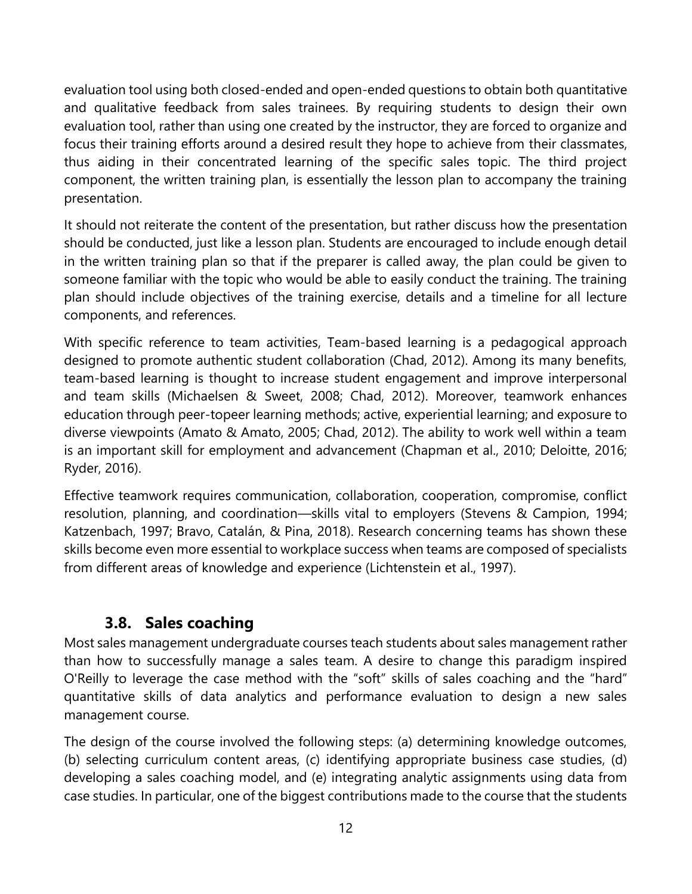evaluation tool using both closed-ended and open-ended questions to obtain both quantitative and qualitative feedback from sales trainees. By requiring students to design their own evaluation tool, rather than using one created by the instructor, they are forced to organize and focus their training efforts around a desired result they hope to achieve from their classmates, thus aiding in their concentrated learning of the specific sales topic. The third project component, the written training plan, is essentially the lesson plan to accompany the training presentation.

It should not reiterate the content of the presentation, but rather discuss how the presentation should be conducted, just like a lesson plan. Students are encouraged to include enough detail in the written training plan so that if the preparer is called away, the plan could be given to someone familiar with the topic who would be able to easily conduct the training. The training plan should include objectives of the training exercise, details and a timeline for all lecture components, and references.

With specific reference to team activities, Team-based learning is a pedagogical approach designed to promote authentic student collaboration (Chad, 2012). Among its many benefits, team-based learning is thought to increase student engagement and improve interpersonal and team skills (Michaelsen & Sweet, 2008; Chad, 2012). Moreover, teamwork enhances education through peer-topeer learning methods; active, experiential learning; and exposure to diverse viewpoints (Amato & Amato, 2005; Chad, 2012). The ability to work well within a team is an important skill for employment and advancement (Chapman et al., 2010; Deloitte, 2016; Ryder, 2016).

Effective teamwork requires communication, collaboration, cooperation, compromise, conflict resolution, planning, and coordination—skills vital to employers (Stevens & Campion, 1994; Katzenbach, 1997; Bravo, Catalán, & Pina, 2018). Research concerning teams has shown these skills become even more essential to workplace success when teams are composed of specialists from different areas of knowledge and experience (Lichtenstein et al., 1997).

### 3.8. Sales coaching

Most sales management undergraduate courses teach students about sales management rather than how to successfully manage a sales team. A desire to change this paradigm inspired O'Reilly to leverage the case method with the "soft" skills of sales coaching and the "hard" quantitative skills of data analytics and performance evaluation to design a new sales management course.

The design of the course involved the following steps: (a) determining knowledge outcomes, (b) selecting curriculum content areas, (c) identifying appropriate business case studies, (d) developing a sales coaching model, and (e) integrating analytic assignments using data from case studies. In particular, one of the biggest contributions made to the course that the students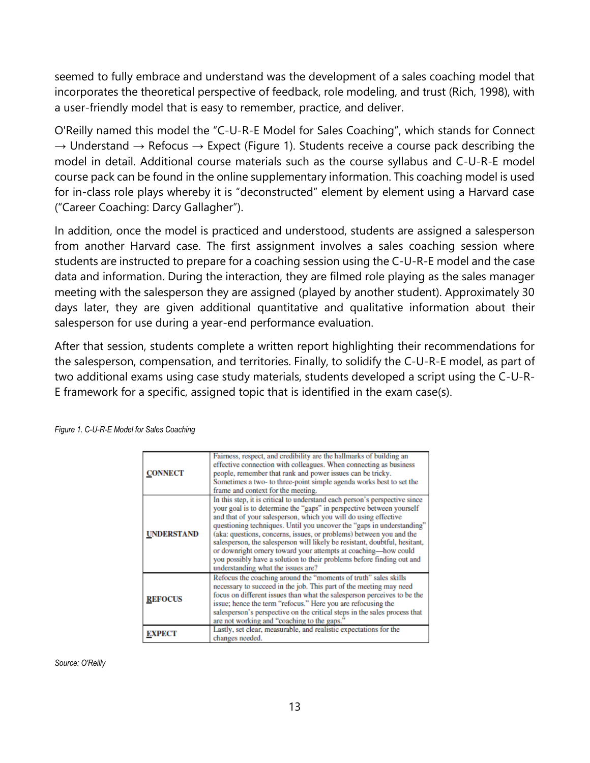seemed to fully embrace and understand was the development of a sales coaching model that incorporates the theoretical perspective of feedback, role modeling, and trust (Rich, 1998), with a user-friendly model that is easy to remember, practice, and deliver.

O'Reilly named this model the "C-U-R-E Model for Sales Coaching", which stands for Connect → Understand → Refocus → Expect (Figure 1). Students receive a course pack describing the model in detail. Additional course materials such as the course syllabus and C-U-R-E model course pack can be found in the online supplementary information. This coaching model is used for in-class role plays whereby it is "deconstructed" element by element using a Harvard case ("Career Coaching: Darcy Gallagher").

In addition, once the model is practiced and understood, students are assigned a salesperson from another Harvard case. The first assignment involves a sales coaching session where students are instructed to prepare for a coaching session using the C-U-R-E model and the case data and information. During the interaction, they are filmed role playing as the sales manager meeting with the salesperson they are assigned (played by another student). Approximately 30 days later, they are given additional quantitative and qualitative information about their salesperson for use during a year-end performance evaluation.

After that session, students complete a written report highlighting their recommendations for the salesperson, compensation, and territories. Finally, to solidify the C-U-R-E model, as part of two additional exams using case study materials, students developed a script using the C-U-R-E framework for a specific, assigned topic that is identified in the exam case(s).

*Figure 1. C-U-R-E Model for Sales Coaching*

| | |
|---|---|
| **CONNECT** | Fairness, respect, and credibility are the hallmarks of building an effective connection with colleagues. When connecting as business people, remember that rank and power issues can be tricky. Sometimes a two- to three-point simple agenda works best to set the frame and context for the meeting. |
| **UNDERSTAND** | In this step, it is critical to understand each person's perspective since your goal is to determine the "gaps" in perspective between yourself and that of your salesperson, which you will do using effective questioning techniques. Until you uncover the "gaps in understanding" (aka: questions, concerns, issues, or problems) between you and the salesperson, the salesperson will likely be resistant, doubtful, hesitant, or downright ornery toward your attempts at coaching—how could you possibly have a solution to their problems before finding out and understanding what the issues are? |
| **REFOCUS** | Refocus the coaching around the "moments of truth" sales skills necessary to succeed in the job. This part of the meeting may need focus on different issues than what the salesperson perceives to be the issue; hence the term "refocus." Here you are refocusing the salesperson's perspective on the critical steps in the sales process that are not working and "coaching to the gaps." |
| **EXPECT** | Lastly, set clear, measurable, and realistic expectations for the changes needed. |

*Source: O'Reilly*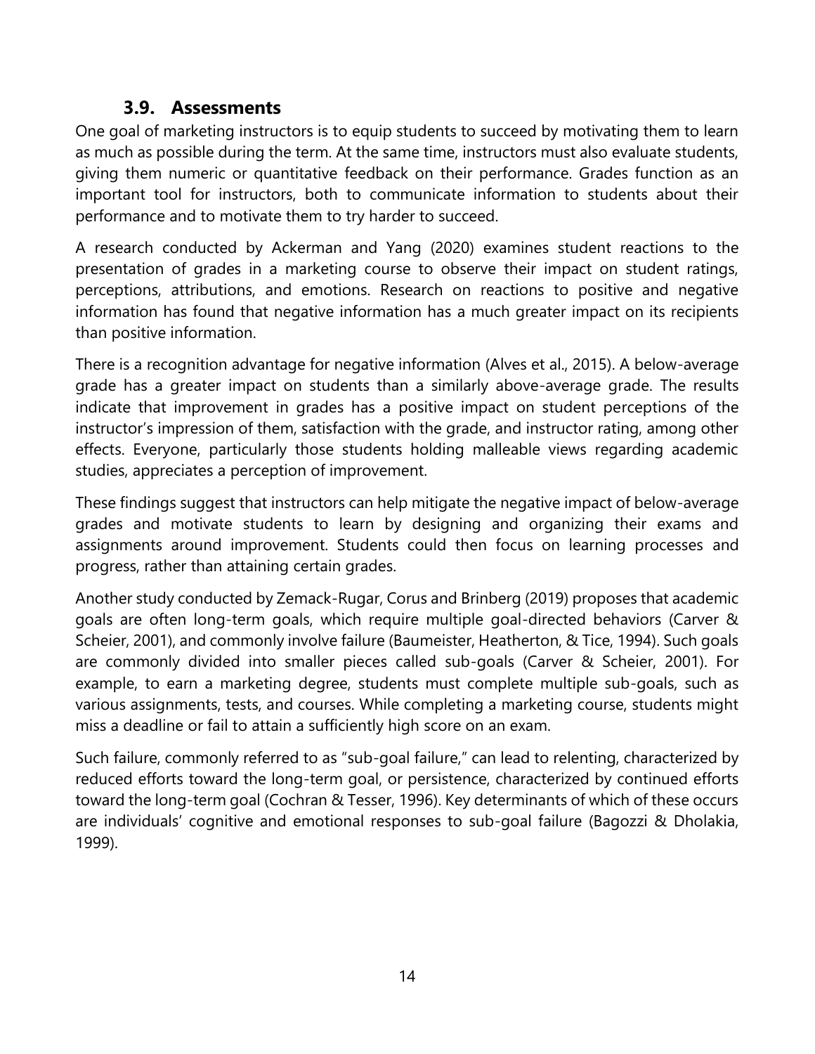### 3.9. Assessments

One goal of marketing instructors is to equip students to succeed by motivating them to learn as much as possible during the term. At the same time, instructors must also evaluate students, giving them numeric or quantitative feedback on their performance. Grades function as an important tool for instructors, both to communicate information to students about their performance and to motivate them to try harder to succeed.

A research conducted by Ackerman and Yang (2020) examines student reactions to the presentation of grades in a marketing course to observe their impact on student ratings, perceptions, attributions, and emotions. Research on reactions to positive and negative information has found that negative information has a much greater impact on its recipients than positive information.

There is a recognition advantage for negative information (Alves et al., 2015). A below-average grade has a greater impact on students than a similarly above-average grade. The results indicate that improvement in grades has a positive impact on student perceptions of the instructor's impression of them, satisfaction with the grade, and instructor rating, among other effects. Everyone, particularly those students holding malleable views regarding academic studies, appreciates a perception of improvement.

These findings suggest that instructors can help mitigate the negative impact of below-average grades and motivate students to learn by designing and organizing their exams and assignments around improvement. Students could then focus on learning processes and progress, rather than attaining certain grades.

Another study conducted by Zemack-Rugar, Corus and Brinberg (2019) proposes that academic goals are often long-term goals, which require multiple goal-directed behaviors (Carver & Scheier, 2001), and commonly involve failure (Baumeister, Heatherton, & Tice, 1994). Such goals are commonly divided into smaller pieces called sub-goals (Carver & Scheier, 2001). For example, to earn a marketing degree, students must complete multiple sub-goals, such as various assignments, tests, and courses. While completing a marketing course, students might miss a deadline or fail to attain a sufficiently high score on an exam.

Such failure, commonly referred to as "sub-goal failure," can lead to relenting, characterized by reduced efforts toward the long-term goal, or persistence, characterized by continued efforts toward the long-term goal (Cochran & Tesser, 1996). Key determinants of which of these occurs are individuals' cognitive and emotional responses to sub-goal failure (Bagozzi & Dholakia, 1999).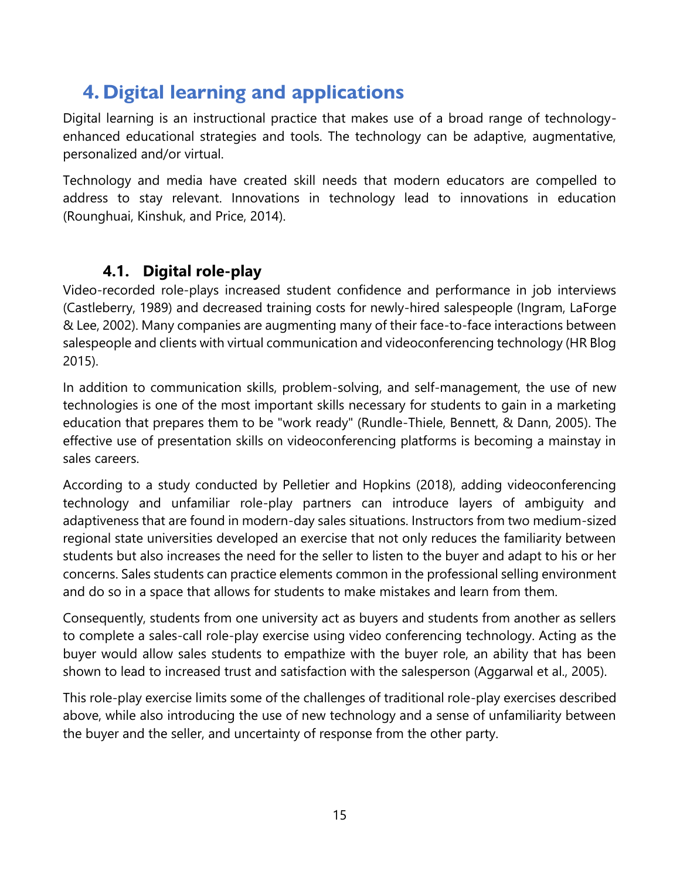# 4. Digital learning and applications

Digital learning is an instructional practice that makes use of a broad range of technology-enhanced educational strategies and tools. The technology can be adaptive, augmentative, personalized and/or virtual.

Technology and media have created skill needs that modern educators are compelled to address to stay relevant. Innovations in technology lead to innovations in education (Rounghuai, Kinshuk, and Price, 2014).

## 4.1. Digital role-play

Video-recorded role-plays increased student confidence and performance in job interviews (Castleberry, 1989) and decreased training costs for newly-hired salespeople (Ingram, LaForge & Lee, 2002). Many companies are augmenting many of their face-to-face interactions between salespeople and clients with virtual communication and videoconferencing technology (HR Blog 2015).

In addition to communication skills, problem-solving, and self-management, the use of new technologies is one of the most important skills necessary for students to gain in a marketing education that prepares them to be "work ready" (Rundle-Thiele, Bennett, & Dann, 2005). The effective use of presentation skills on videoconferencing platforms is becoming a mainstay in sales careers.

According to a study conducted by Pelletier and Hopkins (2018), adding videoconferencing technology and unfamiliar role-play partners can introduce layers of ambiguity and adaptiveness that are found in modern-day sales situations. Instructors from two medium-sized regional state universities developed an exercise that not only reduces the familiarity between students but also increases the need for the seller to listen to the buyer and adapt to his or her concerns. Sales students can practice elements common in the professional selling environment and do so in a space that allows for students to make mistakes and learn from them.

Consequently, students from one university act as buyers and students from another as sellers to complete a sales-call role-play exercise using video conferencing technology. Acting as the buyer would allow sales students to empathize with the buyer role, an ability that has been shown to lead to increased trust and satisfaction with the salesperson (Aggarwal et al., 2005).

This role-play exercise limits some of the challenges of traditional role-play exercises described above, while also introducing the use of new technology and a sense of unfamiliarity between the buyer and the seller, and uncertainty of response from the other party.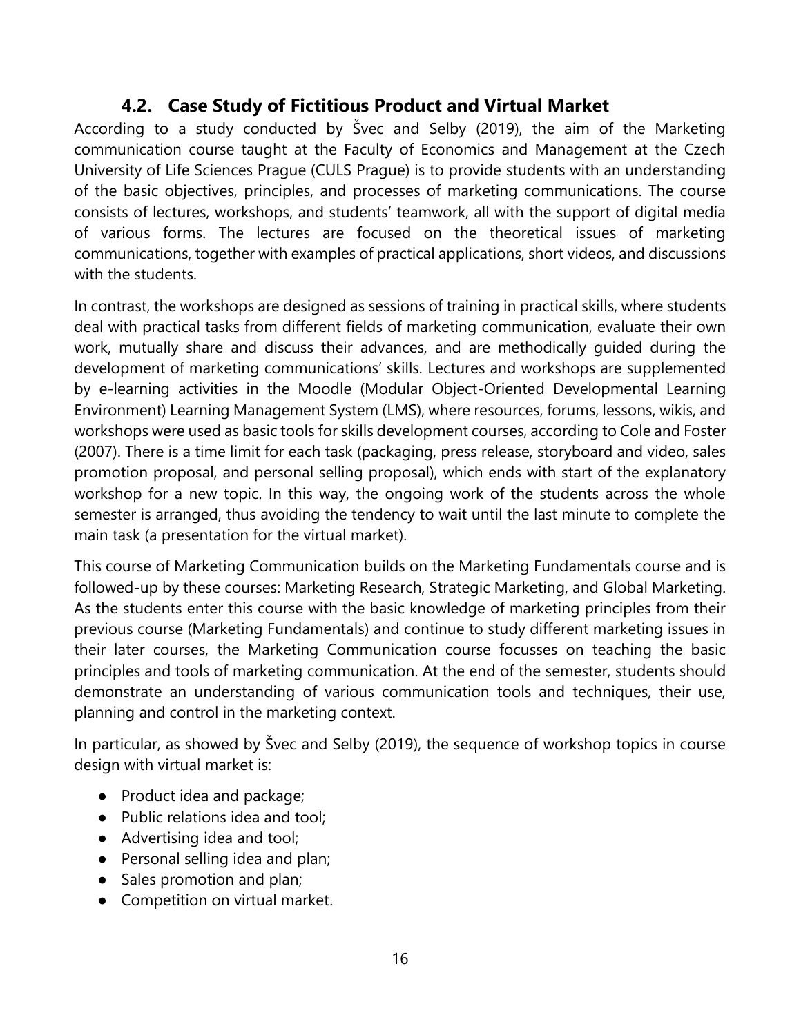## 4.2. Case Study of Fictitious Product and Virtual Market

According to a study conducted by Švec and Selby (2019), the aim of the Marketing communication course taught at the Faculty of Economics and Management at the Czech University of Life Sciences Prague (CULS Prague) is to provide students with an understanding of the basic objectives, principles, and processes of marketing communications. The course consists of lectures, workshops, and students' teamwork, all with the support of digital media of various forms. The lectures are focused on the theoretical issues of marketing communications, together with examples of practical applications, short videos, and discussions with the students.

In contrast, the workshops are designed as sessions of training in practical skills, where students deal with practical tasks from different fields of marketing communication, evaluate their own work, mutually share and discuss their advances, and are methodically guided during the development of marketing communications' skills. Lectures and workshops are supplemented by e-learning activities in the Moodle (Modular Object-Oriented Developmental Learning Environment) Learning Management System (LMS), where resources, forums, lessons, wikis, and workshops were used as basic tools for skills development courses, according to Cole and Foster (2007). There is a time limit for each task (packaging, press release, storyboard and video, sales promotion proposal, and personal selling proposal), which ends with start of the explanatory workshop for a new topic. In this way, the ongoing work of the students across the whole semester is arranged, thus avoiding the tendency to wait until the last minute to complete the main task (a presentation for the virtual market).

This course of Marketing Communication builds on the Marketing Fundamentals course and is followed-up by these courses: Marketing Research, Strategic Marketing, and Global Marketing. As the students enter this course with the basic knowledge of marketing principles from their previous course (Marketing Fundamentals) and continue to study different marketing issues in their later courses, the Marketing Communication course focusses on teaching the basic principles and tools of marketing communication. At the end of the semester, students should demonstrate an understanding of various communication tools and techniques, their use, planning and control in the marketing context.

In particular, as showed by Švec and Selby (2019), the sequence of workshop topics in course design with virtual market is:

- Product idea and package;
- Public relations idea and tool;
- Advertising idea and tool;
- Personal selling idea and plan;
- Sales promotion and plan;
- Competition on virtual market.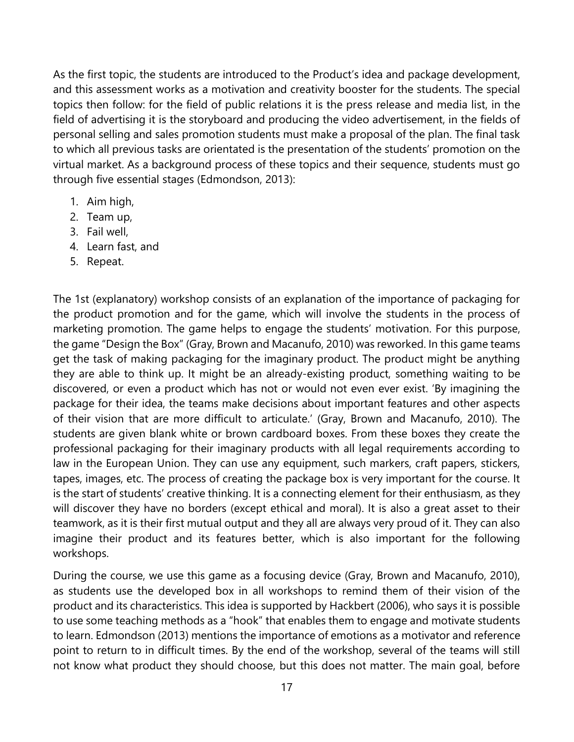As the first topic, the students are introduced to the Product's idea and package development, and this assessment works as a motivation and creativity booster for the students. The special topics then follow: for the field of public relations it is the press release and media list, in the field of advertising it is the storyboard and producing the video advertisement, in the fields of personal selling and sales promotion students must make a proposal of the plan. The final task to which all previous tasks are orientated is the presentation of the students' promotion on the virtual market. As a background process of these topics and their sequence, students must go through five essential stages (Edmondson, 2013):

1. Aim high,
2. Team up,
3. Fail well,
4. Learn fast, and
5. Repeat.

The 1st (explanatory) workshop consists of an explanation of the importance of packaging for the product promotion and for the game, which will involve the students in the process of marketing promotion. The game helps to engage the students' motivation. For this purpose, the game "Design the Box" (Gray, Brown and Macanufo, 2010) was reworked. In this game teams get the task of making packaging for the imaginary product. The product might be anything they are able to think up. It might be an already-existing product, something waiting to be discovered, or even a product which has not or would not even ever exist. 'By imagining the package for their idea, the teams make decisions about important features and other aspects of their vision that are more difficult to articulate.' (Gray, Brown and Macanufo, 2010). The students are given blank white or brown cardboard boxes. From these boxes they create the professional packaging for their imaginary products with all legal requirements according to law in the European Union. They can use any equipment, such markers, craft papers, stickers, tapes, images, etc. The process of creating the package box is very important for the course. It is the start of students' creative thinking. It is a connecting element for their enthusiasm, as they will discover they have no borders (except ethical and moral). It is also a great asset to their teamwork, as it is their first mutual output and they all are always very proud of it. They can also imagine their product and its features better, which is also important for the following workshops.

During the course, we use this game as a focusing device (Gray, Brown and Macanufo, 2010), as students use the developed box in all workshops to remind them of their vision of the product and its characteristics. This idea is supported by Hackbert (2006), who says it is possible to use some teaching methods as a "hook" that enables them to engage and motivate students to learn. Edmondson (2013) mentions the importance of emotions as a motivator and reference point to return to in difficult times. By the end of the workshop, several of the teams will still not know what product they should choose, but this does not matter. The main goal, before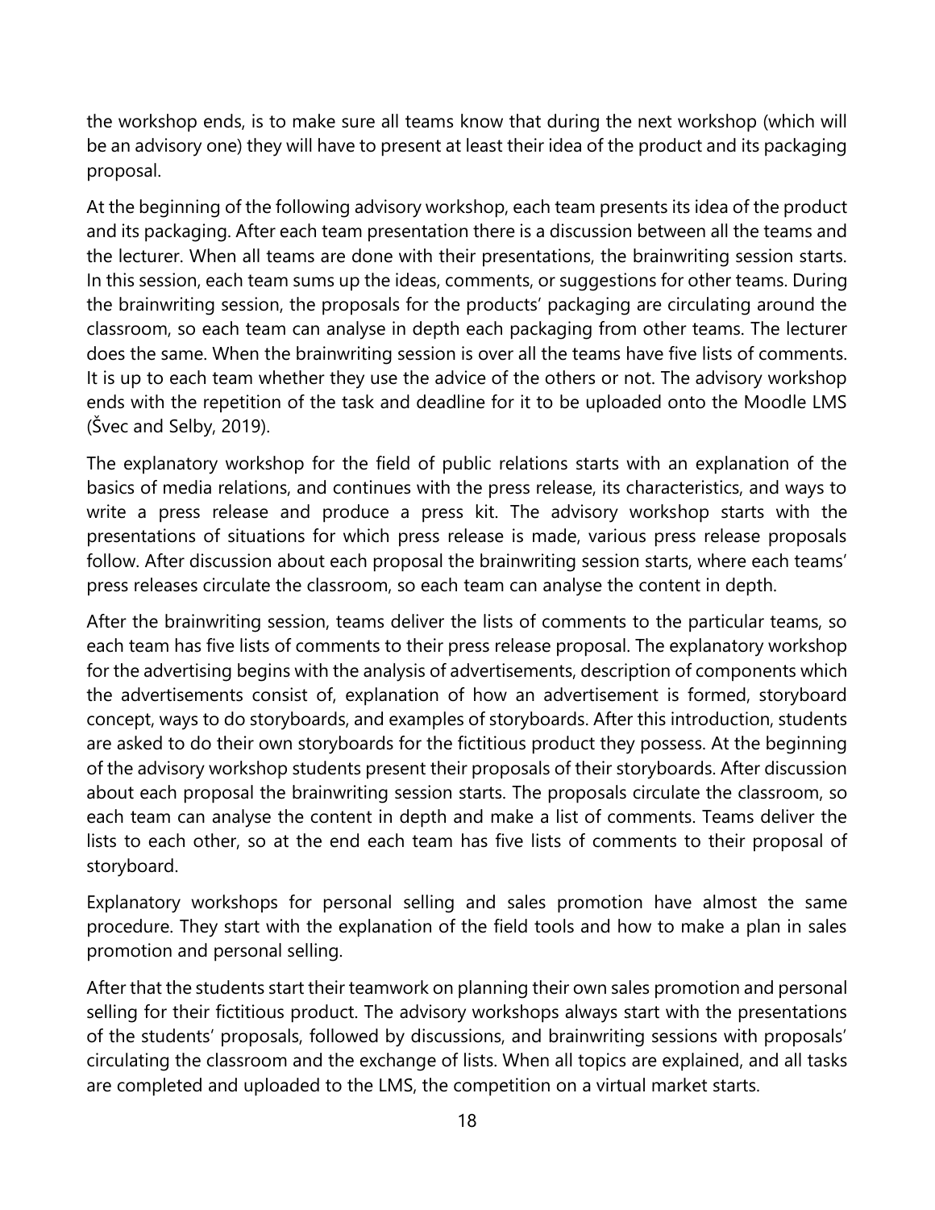the workshop ends, is to make sure all teams know that during the next workshop (which will be an advisory one) they will have to present at least their idea of the product and its packaging proposal.

At the beginning of the following advisory workshop, each team presents its idea of the product and its packaging. After each team presentation there is a discussion between all the teams and the lecturer. When all teams are done with their presentations, the brainwriting session starts. In this session, each team sums up the ideas, comments, or suggestions for other teams. During the brainwriting session, the proposals for the products' packaging are circulating around the classroom, so each team can analyse in depth each packaging from other teams. The lecturer does the same. When the brainwriting session is over all the teams have five lists of comments. It is up to each team whether they use the advice of the others or not. The advisory workshop ends with the repetition of the task and deadline for it to be uploaded onto the Moodle LMS (Švec and Selby, 2019).

The explanatory workshop for the field of public relations starts with an explanation of the basics of media relations, and continues with the press release, its characteristics, and ways to write a press release and produce a press kit. The advisory workshop starts with the presentations of situations for which press release is made, various press release proposals follow. After discussion about each proposal the brainwriting session starts, where each teams' press releases circulate the classroom, so each team can analyse the content in depth.

After the brainwriting session, teams deliver the lists of comments to the particular teams, so each team has five lists of comments to their press release proposal. The explanatory workshop for the advertising begins with the analysis of advertisements, description of components which the advertisements consist of, explanation of how an advertisement is formed, storyboard concept, ways to do storyboards, and examples of storyboards. After this introduction, students are asked to do their own storyboards for the fictitious product they possess. At the beginning of the advisory workshop students present their proposals of their storyboards. After discussion about each proposal the brainwriting session starts. The proposals circulate the classroom, so each team can analyse the content in depth and make a list of comments. Teams deliver the lists to each other, so at the end each team has five lists of comments to their proposal of storyboard.

Explanatory workshops for personal selling and sales promotion have almost the same procedure. They start with the explanation of the field tools and how to make a plan in sales promotion and personal selling.

After that the students start their teamwork on planning their own sales promotion and personal selling for their fictitious product. The advisory workshops always start with the presentations of the students' proposals, followed by discussions, and brainwriting sessions with proposals' circulating the classroom and the exchange of lists. When all topics are explained, and all tasks are completed and uploaded to the LMS, the competition on a virtual market starts.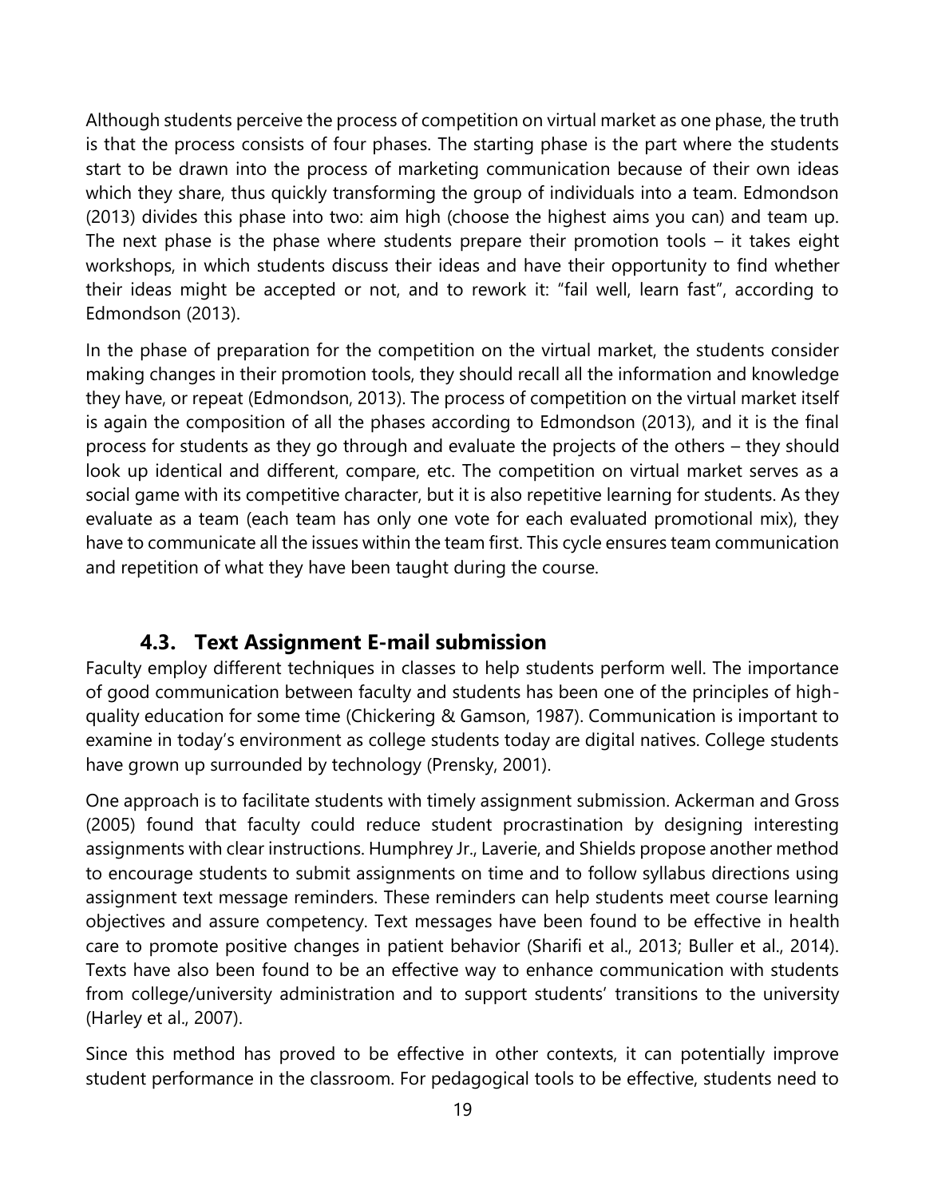Although students perceive the process of competition on virtual market as one phase, the truth is that the process consists of four phases. The starting phase is the part where the students start to be drawn into the process of marketing communication because of their own ideas which they share, thus quickly transforming the group of individuals into a team. Edmondson (2013) divides this phase into two: aim high (choose the highest aims you can) and team up. The next phase is the phase where students prepare their promotion tools – it takes eight workshops, in which students discuss their ideas and have their opportunity to find whether their ideas might be accepted or not, and to rework it: "fail well, learn fast", according to Edmondson (2013).

In the phase of preparation for the competition on the virtual market, the students consider making changes in their promotion tools, they should recall all the information and knowledge they have, or repeat (Edmondson, 2013). The process of competition on the virtual market itself is again the composition of all the phases according to Edmondson (2013), and it is the final process for students as they go through and evaluate the projects of the others – they should look up identical and different, compare, etc. The competition on virtual market serves as a social game with its competitive character, but it is also repetitive learning for students. As they evaluate as a team (each team has only one vote for each evaluated promotional mix), they have to communicate all the issues within the team first. This cycle ensures team communication and repetition of what they have been taught during the course.

### 4.3. Text Assignment E-mail submission

Faculty employ different techniques in classes to help students perform well. The importance of good communication between faculty and students has been one of the principles of high-quality education for some time (Chickering & Gamson, 1987). Communication is important to examine in today's environment as college students today are digital natives. College students have grown up surrounded by technology (Prensky, 2001).

One approach is to facilitate students with timely assignment submission. Ackerman and Gross (2005) found that faculty could reduce student procrastination by designing interesting assignments with clear instructions. Humphrey Jr., Laverie, and Shields propose another method to encourage students to submit assignments on time and to follow syllabus directions using assignment text message reminders. These reminders can help students meet course learning objectives and assure competency. Text messages have been found to be effective in health care to promote positive changes in patient behavior (Sharifi et al., 2013; Buller et al., 2014). Texts have also been found to be an effective way to enhance communication with students from college/university administration and to support students' transitions to the university (Harley et al., 2007).

Since this method has proved to be effective in other contexts, it can potentially improve student performance in the classroom. For pedagogical tools to be effective, students need to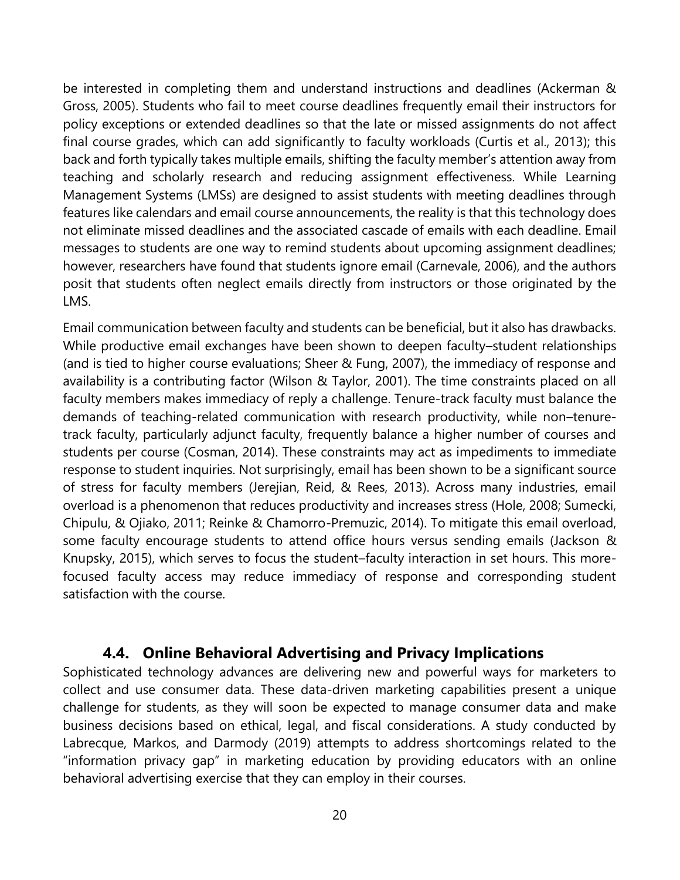be interested in completing them and understand instructions and deadlines (Ackerman & Gross, 2005). Students who fail to meet course deadlines frequently email their instructors for policy exceptions or extended deadlines so that the late or missed assignments do not affect final course grades, which can add significantly to faculty workloads (Curtis et al., 2013); this back and forth typically takes multiple emails, shifting the faculty member's attention away from teaching and scholarly research and reducing assignment effectiveness. While Learning Management Systems (LMSs) are designed to assist students with meeting deadlines through features like calendars and email course announcements, the reality is that this technology does not eliminate missed deadlines and the associated cascade of emails with each deadline. Email messages to students are one way to remind students about upcoming assignment deadlines; however, researchers have found that students ignore email (Carnevale, 2006), and the authors posit that students often neglect emails directly from instructors or those originated by the LMS.

Email communication between faculty and students can be beneficial, but it also has drawbacks. While productive email exchanges have been shown to deepen faculty–student relationships (and is tied to higher course evaluations; Sheer & Fung, 2007), the immediacy of response and availability is a contributing factor (Wilson & Taylor, 2001). The time constraints placed on all faculty members makes immediacy of reply a challenge. Tenure-track faculty must balance the demands of teaching-related communication with research productivity, while non–tenure-track faculty, particularly adjunct faculty, frequently balance a higher number of courses and students per course (Cosman, 2014). These constraints may act as impediments to immediate response to student inquiries. Not surprisingly, email has been shown to be a significant source of stress for faculty members (Jerejian, Reid, & Rees, 2013). Across many industries, email overload is a phenomenon that reduces productivity and increases stress (Hole, 2008; Sumecki, Chipulu, & Ojiako, 2011; Reinke & Chamorro-Premuzic, 2014). To mitigate this email overload, some faculty encourage students to attend office hours versus sending emails (Jackson & Knupsky, 2015), which serves to focus the student–faculty interaction in set hours. This more-focused faculty access may reduce immediacy of response and corresponding student satisfaction with the course.

### 4.4. Online Behavioral Advertising and Privacy Implications

Sophisticated technology advances are delivering new and powerful ways for marketers to collect and use consumer data. These data-driven marketing capabilities present a unique challenge for students, as they will soon be expected to manage consumer data and make business decisions based on ethical, legal, and fiscal considerations. A study conducted by Labrecque, Markos, and Darmody (2019) attempts to address shortcomings related to the "information privacy gap" in marketing education by providing educators with an online behavioral advertising exercise that they can employ in their courses.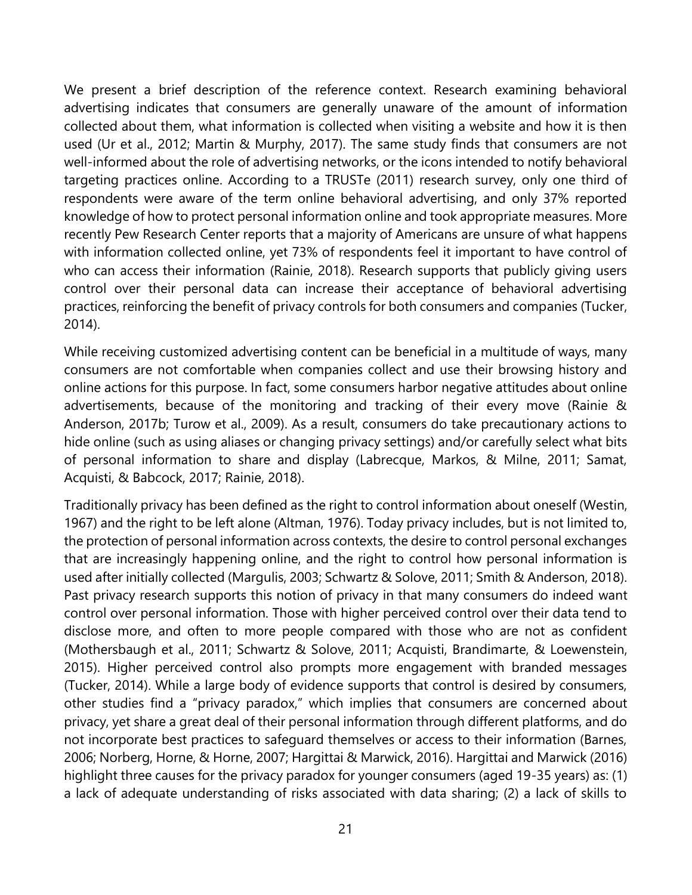We present a brief description of the reference context. Research examining behavioral advertising indicates that consumers are generally unaware of the amount of information collected about them, what information is collected when visiting a website and how it is then used (Ur et al., 2012; Martin & Murphy, 2017). The same study finds that consumers are not well-informed about the role of advertising networks, or the icons intended to notify behavioral targeting practices online. According to a TRUSTe (2011) research survey, only one third of respondents were aware of the term online behavioral advertising, and only 37% reported knowledge of how to protect personal information online and took appropriate measures. More recently Pew Research Center reports that a majority of Americans are unsure of what happens with information collected online, yet 73% of respondents feel it important to have control of who can access their information (Rainie, 2018). Research supports that publicly giving users control over their personal data can increase their acceptance of behavioral advertising practices, reinforcing the benefit of privacy controls for both consumers and companies (Tucker, 2014).

While receiving customized advertising content can be beneficial in a multitude of ways, many consumers are not comfortable when companies collect and use their browsing history and online actions for this purpose. In fact, some consumers harbor negative attitudes about online advertisements, because of the monitoring and tracking of their every move (Rainie & Anderson, 2017b; Turow et al., 2009). As a result, consumers do take precautionary actions to hide online (such as using aliases or changing privacy settings) and/or carefully select what bits of personal information to share and display (Labrecque, Markos, & Milne, 2011; Samat, Acquisti, & Babcock, 2017; Rainie, 2018).

Traditionally privacy has been defined as the right to control information about oneself (Westin, 1967) and the right to be left alone (Altman, 1976). Today privacy includes, but is not limited to, the protection of personal information across contexts, the desire to control personal exchanges that are increasingly happening online, and the right to control how personal information is used after initially collected (Margulis, 2003; Schwartz & Solove, 2011; Smith & Anderson, 2018). Past privacy research supports this notion of privacy in that many consumers do indeed want control over personal information. Those with higher perceived control over their data tend to disclose more, and often to more people compared with those who are not as confident (Mothersbaugh et al., 2011; Schwartz & Solove, 2011; Acquisti, Brandimarte, & Loewenstein, 2015). Higher perceived control also prompts more engagement with branded messages (Tucker, 2014). While a large body of evidence supports that control is desired by consumers, other studies find a "privacy paradox," which implies that consumers are concerned about privacy, yet share a great deal of their personal information through different platforms, and do not incorporate best practices to safeguard themselves or access to their information (Barnes, 2006; Norberg, Horne, & Horne, 2007; Hargittai & Marwick, 2016). Hargittai and Marwick (2016) highlight three causes for the privacy paradox for younger consumers (aged 19-35 years) as: (1) a lack of adequate understanding of risks associated with data sharing; (2) a lack of skills to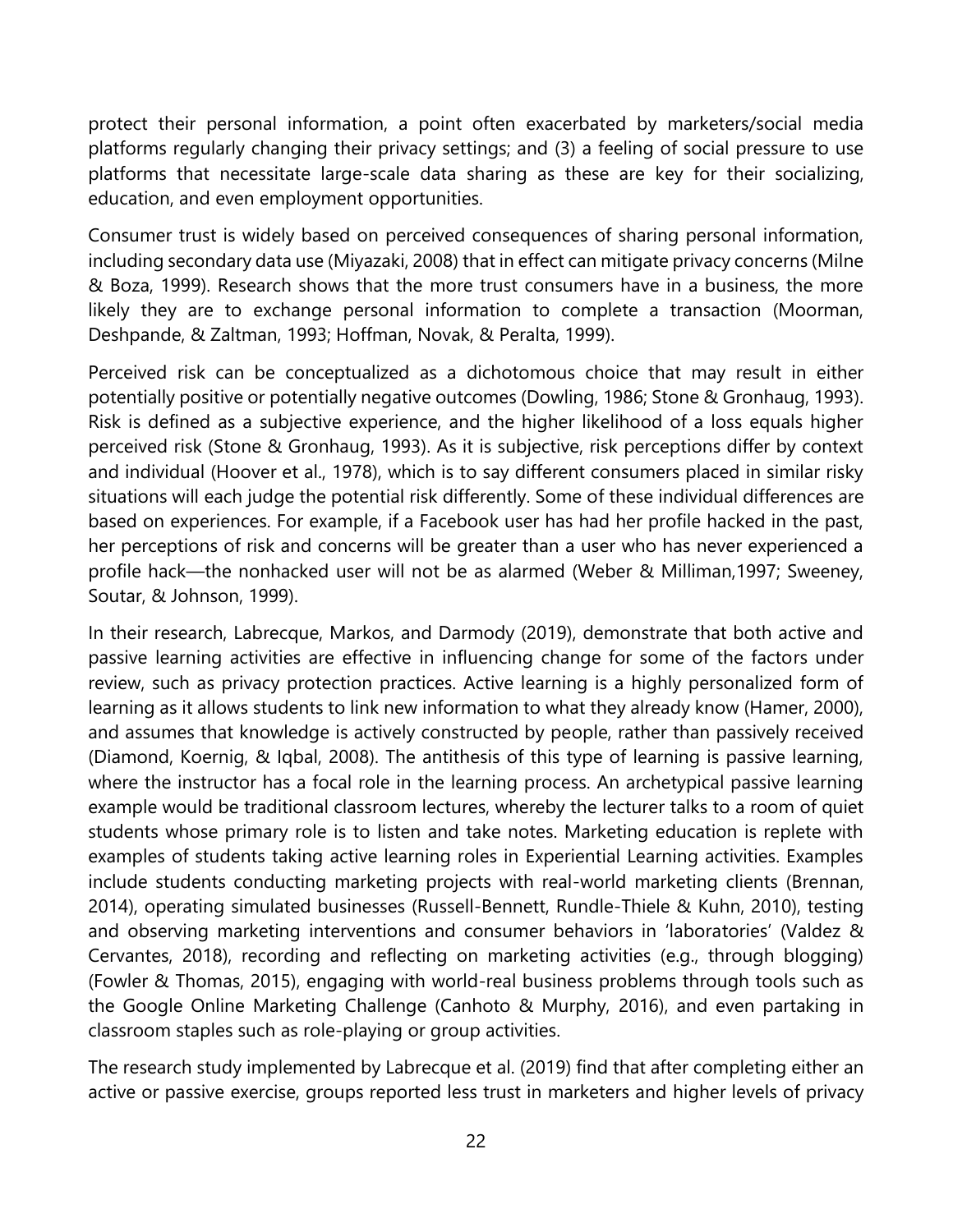protect their personal information, a point often exacerbated by marketers/social media platforms regularly changing their privacy settings; and (3) a feeling of social pressure to use platforms that necessitate large-scale data sharing as these are key for their socializing, education, and even employment opportunities.

Consumer trust is widely based on perceived consequences of sharing personal information, including secondary data use (Miyazaki, 2008) that in effect can mitigate privacy concerns (Milne & Boza, 1999). Research shows that the more trust consumers have in a business, the more likely they are to exchange personal information to complete a transaction (Moorman, Deshpande, & Zaltman, 1993; Hoffman, Novak, & Peralta, 1999).

Perceived risk can be conceptualized as a dichotomous choice that may result in either potentially positive or potentially negative outcomes (Dowling, 1986; Stone & Gronhaug, 1993). Risk is defined as a subjective experience, and the higher likelihood of a loss equals higher perceived risk (Stone & Gronhaug, 1993). As it is subjective, risk perceptions differ by context and individual (Hoover et al., 1978), which is to say different consumers placed in similar risky situations will each judge the potential risk differently. Some of these individual differences are based on experiences. For example, if a Facebook user has had her profile hacked in the past, her perceptions of risk and concerns will be greater than a user who has never experienced a profile hack—the nonhacked user will not be as alarmed (Weber & Milliman,1997; Sweeney, Soutar, & Johnson, 1999).

In their research, Labrecque, Markos, and Darmody (2019), demonstrate that both active and passive learning activities are effective in influencing change for some of the factors under review, such as privacy protection practices. Active learning is a highly personalized form of learning as it allows students to link new information to what they already know (Hamer, 2000), and assumes that knowledge is actively constructed by people, rather than passively received (Diamond, Koernig, & Iqbal, 2008). The antithesis of this type of learning is passive learning, where the instructor has a focal role in the learning process. An archetypical passive learning example would be traditional classroom lectures, whereby the lecturer talks to a room of quiet students whose primary role is to listen and take notes. Marketing education is replete with examples of students taking active learning roles in Experiential Learning activities. Examples include students conducting marketing projects with real-world marketing clients (Brennan, 2014), operating simulated businesses (Russell-Bennett, Rundle-Thiele & Kuhn, 2010), testing and observing marketing interventions and consumer behaviors in 'laboratories' (Valdez & Cervantes, 2018), recording and reflecting on marketing activities (e.g., through blogging) (Fowler & Thomas, 2015), engaging with world-real business problems through tools such as the Google Online Marketing Challenge (Canhoto & Murphy, 2016), and even partaking in classroom staples such as role-playing or group activities.

The research study implemented by Labrecque et al. (2019) find that after completing either an active or passive exercise, groups reported less trust in marketers and higher levels of privacy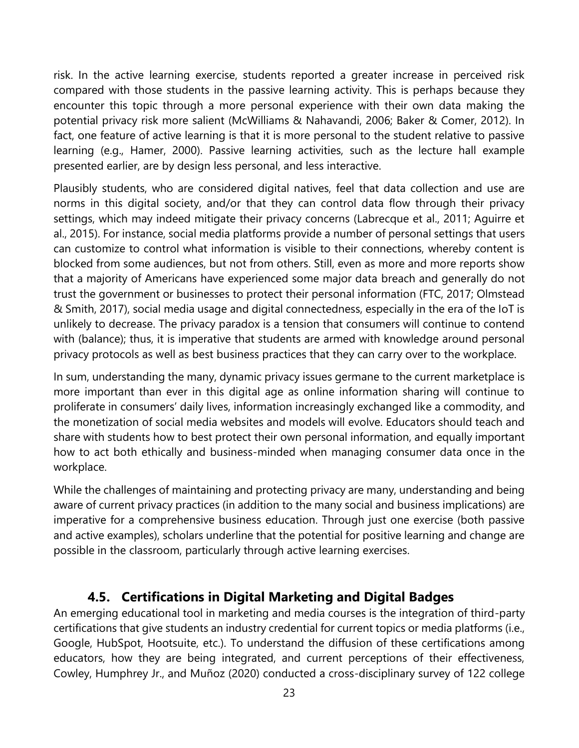risk. In the active learning exercise, students reported a greater increase in perceived risk compared with those students in the passive learning activity. This is perhaps because they encounter this topic through a more personal experience with their own data making the potential privacy risk more salient (McWilliams & Nahavandi, 2006; Baker & Comer, 2012). In fact, one feature of active learning is that it is more personal to the student relative to passive learning (e.g., Hamer, 2000). Passive learning activities, such as the lecture hall example presented earlier, are by design less personal, and less interactive.

Plausibly students, who are considered digital natives, feel that data collection and use are norms in this digital society, and/or that they can control data flow through their privacy settings, which may indeed mitigate their privacy concerns (Labrecque et al., 2011; Aguirre et al., 2015). For instance, social media platforms provide a number of personal settings that users can customize to control what information is visible to their connections, whereby content is blocked from some audiences, but not from others. Still, even as more and more reports show that a majority of Americans have experienced some major data breach and generally do not trust the government or businesses to protect their personal information (FTC, 2017; Olmstead & Smith, 2017), social media usage and digital connectedness, especially in the era of the IoT is unlikely to decrease. The privacy paradox is a tension that consumers will continue to contend with (balance); thus, it is imperative that students are armed with knowledge around personal privacy protocols as well as best business practices that they can carry over to the workplace.

In sum, understanding the many, dynamic privacy issues germane to the current marketplace is more important than ever in this digital age as online information sharing will continue to proliferate in consumers' daily lives, information increasingly exchanged like a commodity, and the monetization of social media websites and models will evolve. Educators should teach and share with students how to best protect their own personal information, and equally important how to act both ethically and business-minded when managing consumer data once in the workplace.

While the challenges of maintaining and protecting privacy are many, understanding and being aware of current privacy practices (in addition to the many social and business implications) are imperative for a comprehensive business education. Through just one exercise (both passive and active examples), scholars underline that the potential for positive learning and change are possible in the classroom, particularly through active learning exercises.

### 4.5. Certifications in Digital Marketing and Digital Badges

An emerging educational tool in marketing and media courses is the integration of third-party certifications that give students an industry credential for current topics or media platforms (i.e., Google, HubSpot, Hootsuite, etc.). To understand the diffusion of these certifications among educators, how they are being integrated, and current perceptions of their effectiveness, Cowley, Humphrey Jr., and Muñoz (2020) conducted a cross-disciplinary survey of 122 college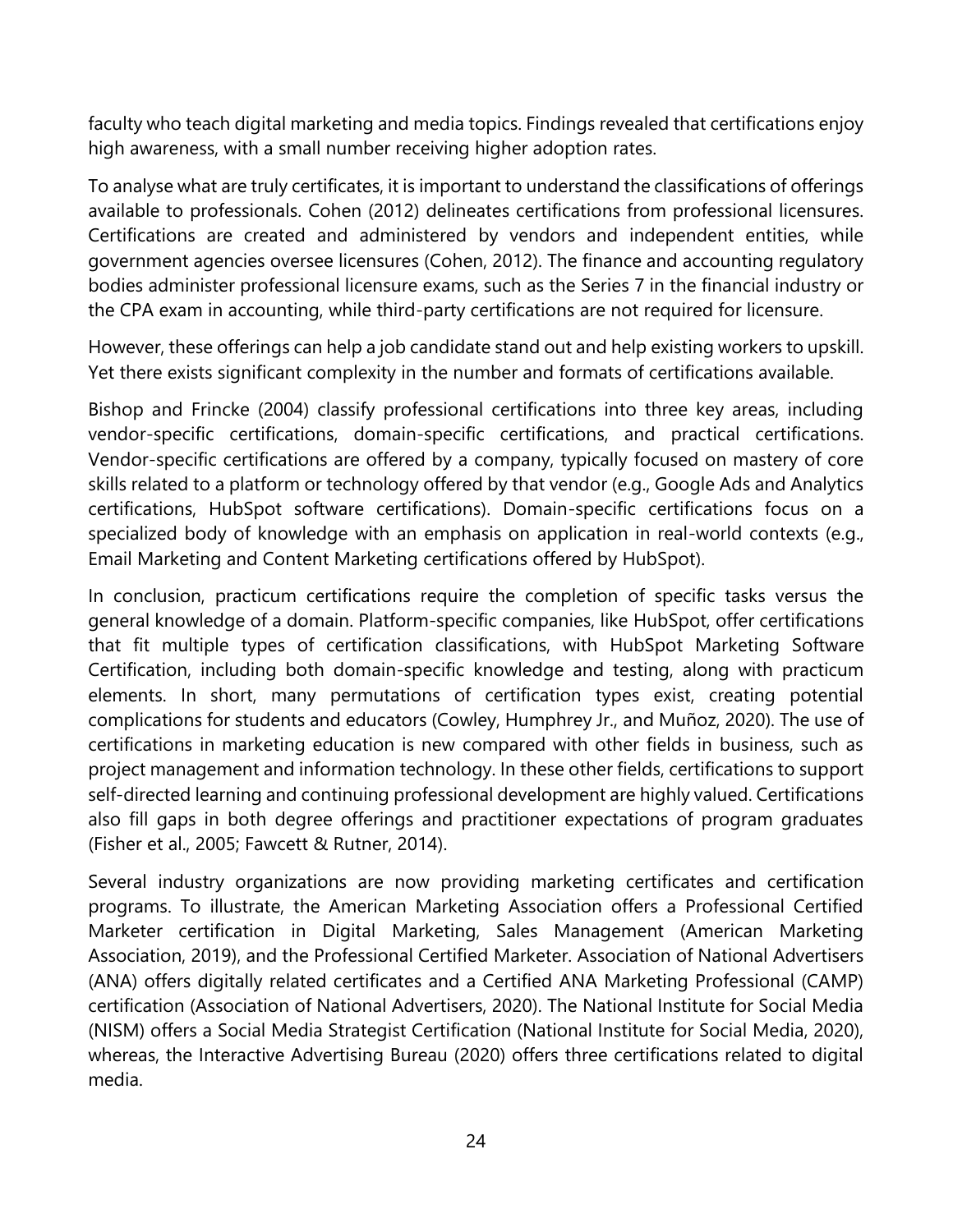faculty who teach digital marketing and media topics. Findings revealed that certifications enjoy high awareness, with a small number receiving higher adoption rates.

To analyse what are truly certificates, it is important to understand the classifications of offerings available to professionals. Cohen (2012) delineates certifications from professional licensures. Certifications are created and administered by vendors and independent entities, while government agencies oversee licensures (Cohen, 2012). The finance and accounting regulatory bodies administer professional licensure exams, such as the Series 7 in the financial industry or the CPA exam in accounting, while third-party certifications are not required for licensure.

However, these offerings can help a job candidate stand out and help existing workers to upskill. Yet there exists significant complexity in the number and formats of certifications available.

Bishop and Frincke (2004) classify professional certifications into three key areas, including vendor-specific certifications, domain-specific certifications, and practical certifications. Vendor-specific certifications are offered by a company, typically focused on mastery of core skills related to a platform or technology offered by that vendor (e.g., Google Ads and Analytics certifications, HubSpot software certifications). Domain-specific certifications focus on a specialized body of knowledge with an emphasis on application in real-world contexts (e.g., Email Marketing and Content Marketing certifications offered by HubSpot).

In conclusion, practicum certifications require the completion of specific tasks versus the general knowledge of a domain. Platform-specific companies, like HubSpot, offer certifications that fit multiple types of certification classifications, with HubSpot Marketing Software Certification, including both domain-specific knowledge and testing, along with practicum elements. In short, many permutations of certification types exist, creating potential complications for students and educators (Cowley, Humphrey Jr., and Muñoz, 2020). The use of certifications in marketing education is new compared with other fields in business, such as project management and information technology. In these other fields, certifications to support self-directed learning and continuing professional development are highly valued. Certifications also fill gaps in both degree offerings and practitioner expectations of program graduates (Fisher et al., 2005; Fawcett & Rutner, 2014).

Several industry organizations are now providing marketing certificates and certification programs. To illustrate, the American Marketing Association offers a Professional Certified Marketer certification in Digital Marketing, Sales Management (American Marketing Association, 2019), and the Professional Certified Marketer. Association of National Advertisers (ANA) offers digitally related certificates and a Certified ANA Marketing Professional (CAMP) certification (Association of National Advertisers, 2020). The National Institute for Social Media (NISM) offers a Social Media Strategist Certification (National Institute for Social Media, 2020), whereas, the Interactive Advertising Bureau (2020) offers three certifications related to digital media.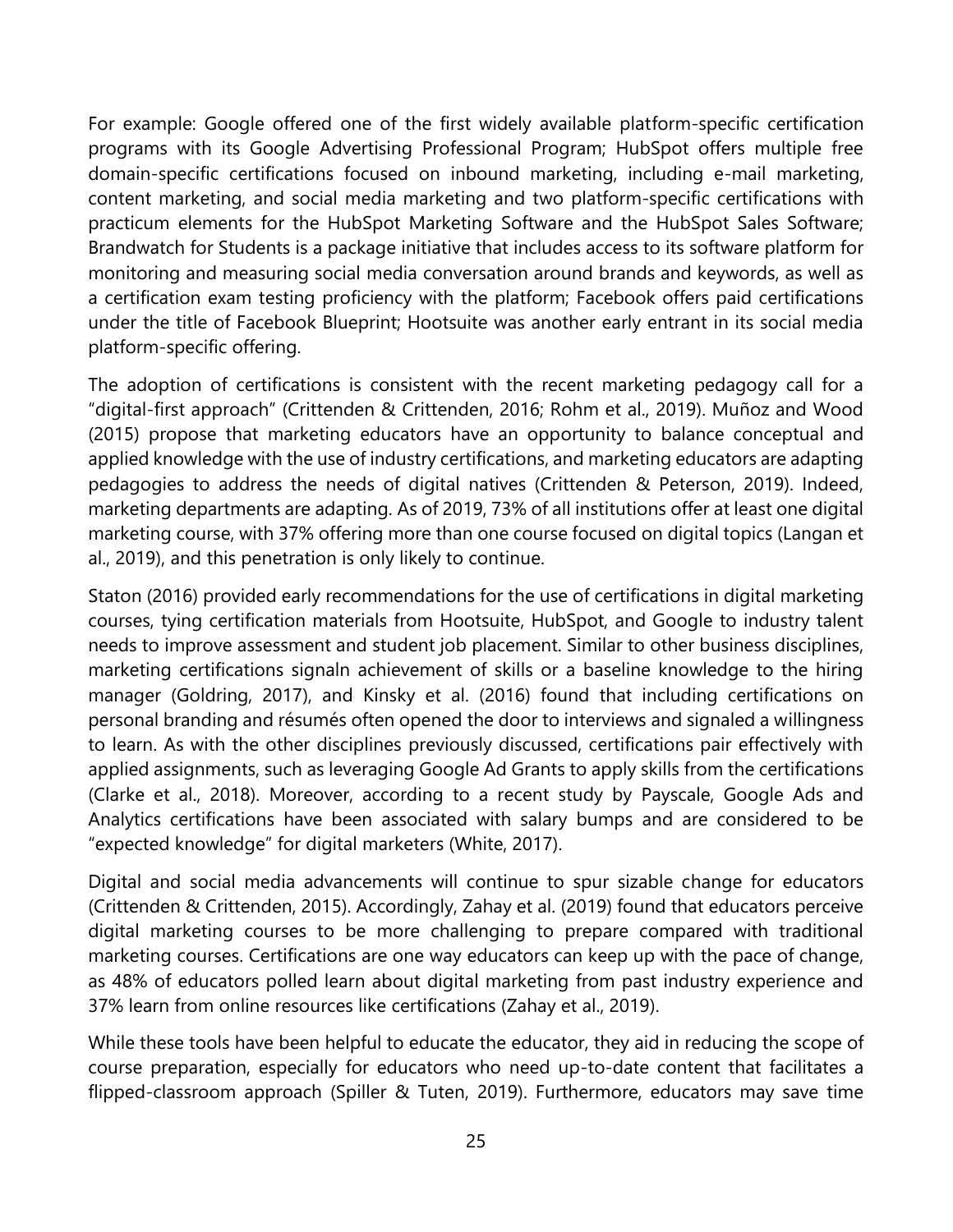For example: Google offered one of the first widely available platform-specific certification programs with its Google Advertising Professional Program; HubSpot offers multiple free domain-specific certifications focused on inbound marketing, including e-mail marketing, content marketing, and social media marketing and two platform-specific certifications with practicum elements for the HubSpot Marketing Software and the HubSpot Sales Software; Brandwatch for Students is a package initiative that includes access to its software platform for monitoring and measuring social media conversation around brands and keywords, as well as a certification exam testing proficiency with the platform; Facebook offers paid certifications under the title of Facebook Blueprint; Hootsuite was another early entrant in its social media platform-specific offering.

The adoption of certifications is consistent with the recent marketing pedagogy call for a "digital-first approach" (Crittenden & Crittenden, 2016; Rohm et al., 2019). Muñoz and Wood (2015) propose that marketing educators have an opportunity to balance conceptual and applied knowledge with the use of industry certifications, and marketing educators are adapting pedagogies to address the needs of digital natives (Crittenden & Peterson, 2019). Indeed, marketing departments are adapting. As of 2019, 73% of all institutions offer at least one digital marketing course, with 37% offering more than one course focused on digital topics (Langan et al., 2019), and this penetration is only likely to continue.

Staton (2016) provided early recommendations for the use of certifications in digital marketing courses, tying certification materials from Hootsuite, HubSpot, and Google to industry talent needs to improve assessment and student job placement. Similar to other business disciplines, marketing certifications signaln achievement of skills or a baseline knowledge to the hiring manager (Goldring, 2017), and Kinsky et al. (2016) found that including certifications on personal branding and résumés often opened the door to interviews and signaled a willingness to learn. As with the other disciplines previously discussed, certifications pair effectively with applied assignments, such as leveraging Google Ad Grants to apply skills from the certifications (Clarke et al., 2018). Moreover, according to a recent study by Payscale, Google Ads and Analytics certifications have been associated with salary bumps and are considered to be "expected knowledge" for digital marketers (White, 2017).

Digital and social media advancements will continue to spur sizable change for educators (Crittenden & Crittenden, 2015). Accordingly, Zahay et al. (2019) found that educators perceive digital marketing courses to be more challenging to prepare compared with traditional marketing courses. Certifications are one way educators can keep up with the pace of change, as 48% of educators polled learn about digital marketing from past industry experience and 37% learn from online resources like certifications (Zahay et al., 2019).

While these tools have been helpful to educate the educator, they aid in reducing the scope of course preparation, especially for educators who need up-to-date content that facilitates a flipped-classroom approach (Spiller & Tuten, 2019). Furthermore, educators may save time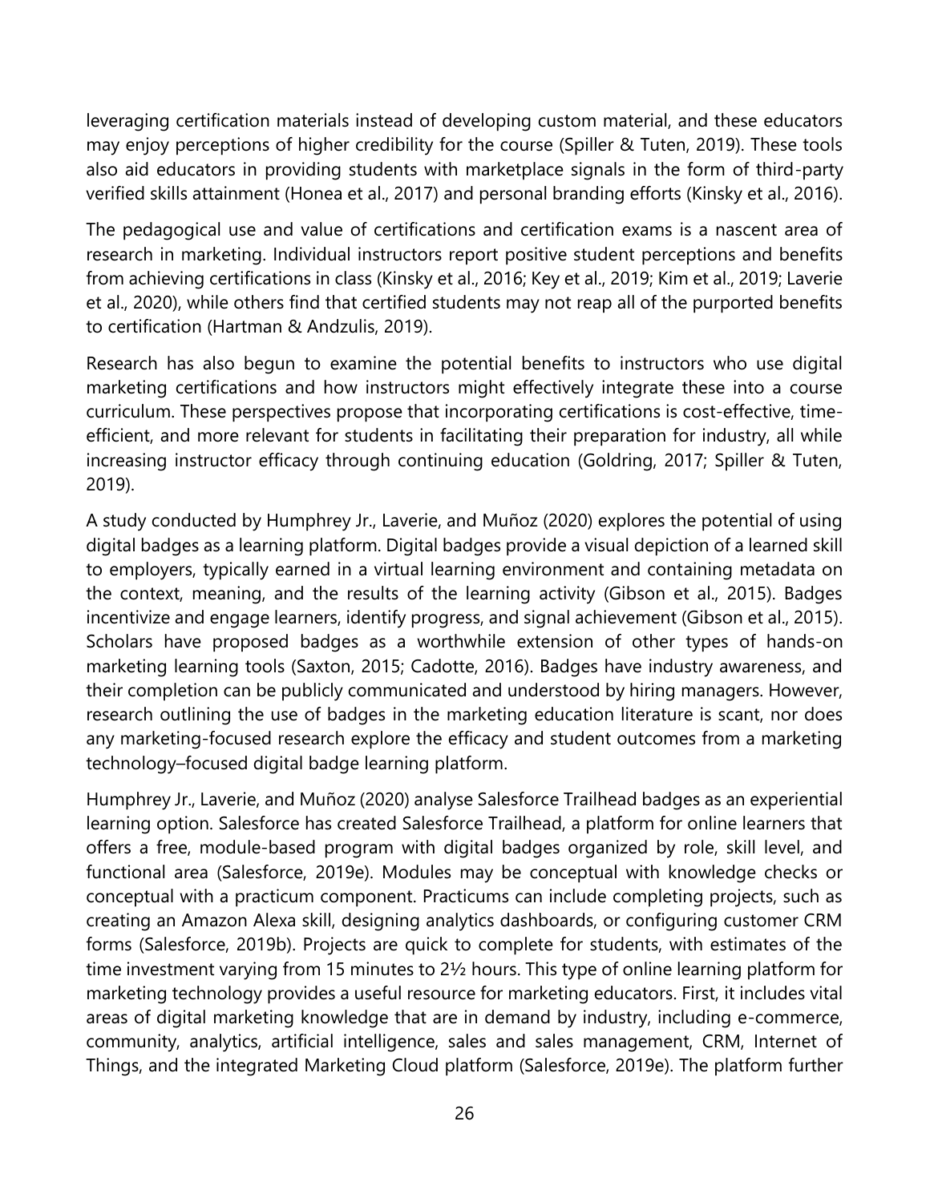leveraging certification materials instead of developing custom material, and these educators may enjoy perceptions of higher credibility for the course (Spiller & Tuten, 2019). These tools also aid educators in providing students with marketplace signals in the form of third-party verified skills attainment (Honea et al., 2017) and personal branding efforts (Kinsky et al., 2016).

The pedagogical use and value of certifications and certification exams is a nascent area of research in marketing. Individual instructors report positive student perceptions and benefits from achieving certifications in class (Kinsky et al., 2016; Key et al., 2019; Kim et al., 2019; Laverie et al., 2020), while others find that certified students may not reap all of the purported benefits to certification (Hartman & Andzulis, 2019).

Research has also begun to examine the potential benefits to instructors who use digital marketing certifications and how instructors might effectively integrate these into a course curriculum. These perspectives propose that incorporating certifications is cost-effective, time-efficient, and more relevant for students in facilitating their preparation for industry, all while increasing instructor efficacy through continuing education (Goldring, 2017; Spiller & Tuten, 2019).

A study conducted by Humphrey Jr., Laverie, and Muñoz (2020) explores the potential of using digital badges as a learning platform. Digital badges provide a visual depiction of a learned skill to employers, typically earned in a virtual learning environment and containing metadata on the context, meaning, and the results of the learning activity (Gibson et al., 2015). Badges incentivize and engage learners, identify progress, and signal achievement (Gibson et al., 2015). Scholars have proposed badges as a worthwhile extension of other types of hands-on marketing learning tools (Saxton, 2015; Cadotte, 2016). Badges have industry awareness, and their completion can be publicly communicated and understood by hiring managers. However, research outlining the use of badges in the marketing education literature is scant, nor does any marketing-focused research explore the efficacy and student outcomes from a marketing technology–focused digital badge learning platform.

Humphrey Jr., Laverie, and Muñoz (2020) analyse Salesforce Trailhead badges as an experiential learning option. Salesforce has created Salesforce Trailhead, a platform for online learners that offers a free, module-based program with digital badges organized by role, skill level, and functional area (Salesforce, 2019e). Modules may be conceptual with knowledge checks or conceptual with a practicum component. Practicums can include completing projects, such as creating an Amazon Alexa skill, designing analytics dashboards, or configuring customer CRM forms (Salesforce, 2019b). Projects are quick to complete for students, with estimates of the time investment varying from 15 minutes to 2½ hours. This type of online learning platform for marketing technology provides a useful resource for marketing educators. First, it includes vital areas of digital marketing knowledge that are in demand by industry, including e-commerce, community, analytics, artificial intelligence, sales and sales management, CRM, Internet of Things, and the integrated Marketing Cloud platform (Salesforce, 2019e). The platform further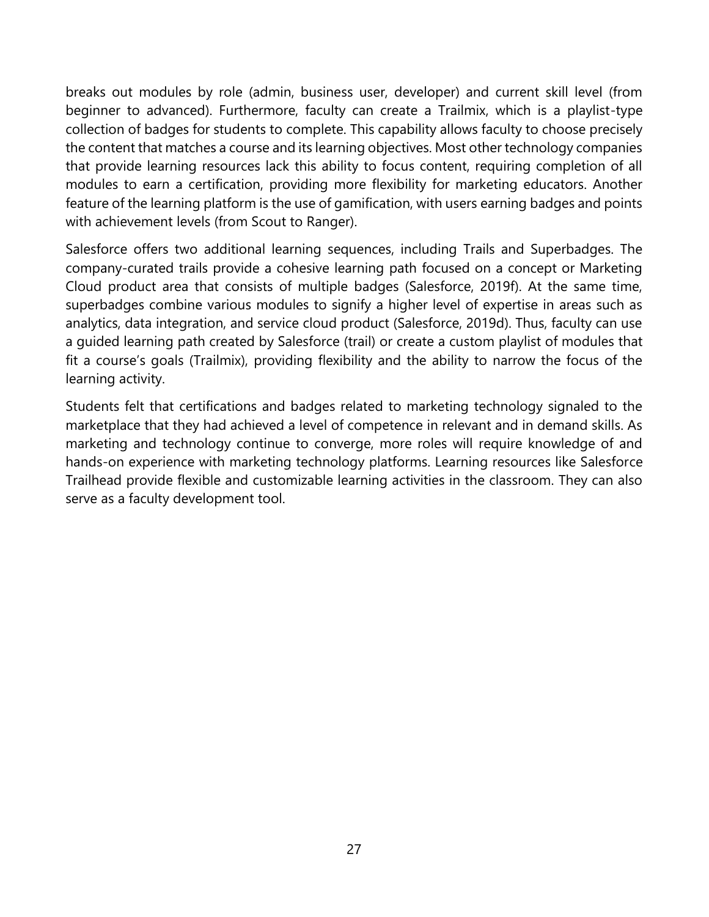breaks out modules by role (admin, business user, developer) and current skill level (from beginner to advanced). Furthermore, faculty can create a Trailmix, which is a playlist-type collection of badges for students to complete. This capability allows faculty to choose precisely the content that matches a course and its learning objectives. Most other technology companies that provide learning resources lack this ability to focus content, requiring completion of all modules to earn a certification, providing more flexibility for marketing educators. Another feature of the learning platform is the use of gamification, with users earning badges and points with achievement levels (from Scout to Ranger).

Salesforce offers two additional learning sequences, including Trails and Superbadges. The company-curated trails provide a cohesive learning path focused on a concept or Marketing Cloud product area that consists of multiple badges (Salesforce, 2019f). At the same time, superbadges combine various modules to signify a higher level of expertise in areas such as analytics, data integration, and service cloud product (Salesforce, 2019d). Thus, faculty can use a guided learning path created by Salesforce (trail) or create a custom playlist of modules that fit a course's goals (Trailmix), providing flexibility and the ability to narrow the focus of the learning activity.

Students felt that certifications and badges related to marketing technology signaled to the marketplace that they had achieved a level of competence in relevant and in demand skills. As marketing and technology continue to converge, more roles will require knowledge of and hands-on experience with marketing technology platforms. Learning resources like Salesforce Trailhead provide flexible and customizable learning activities in the classroom. They can also serve as a faculty development tool.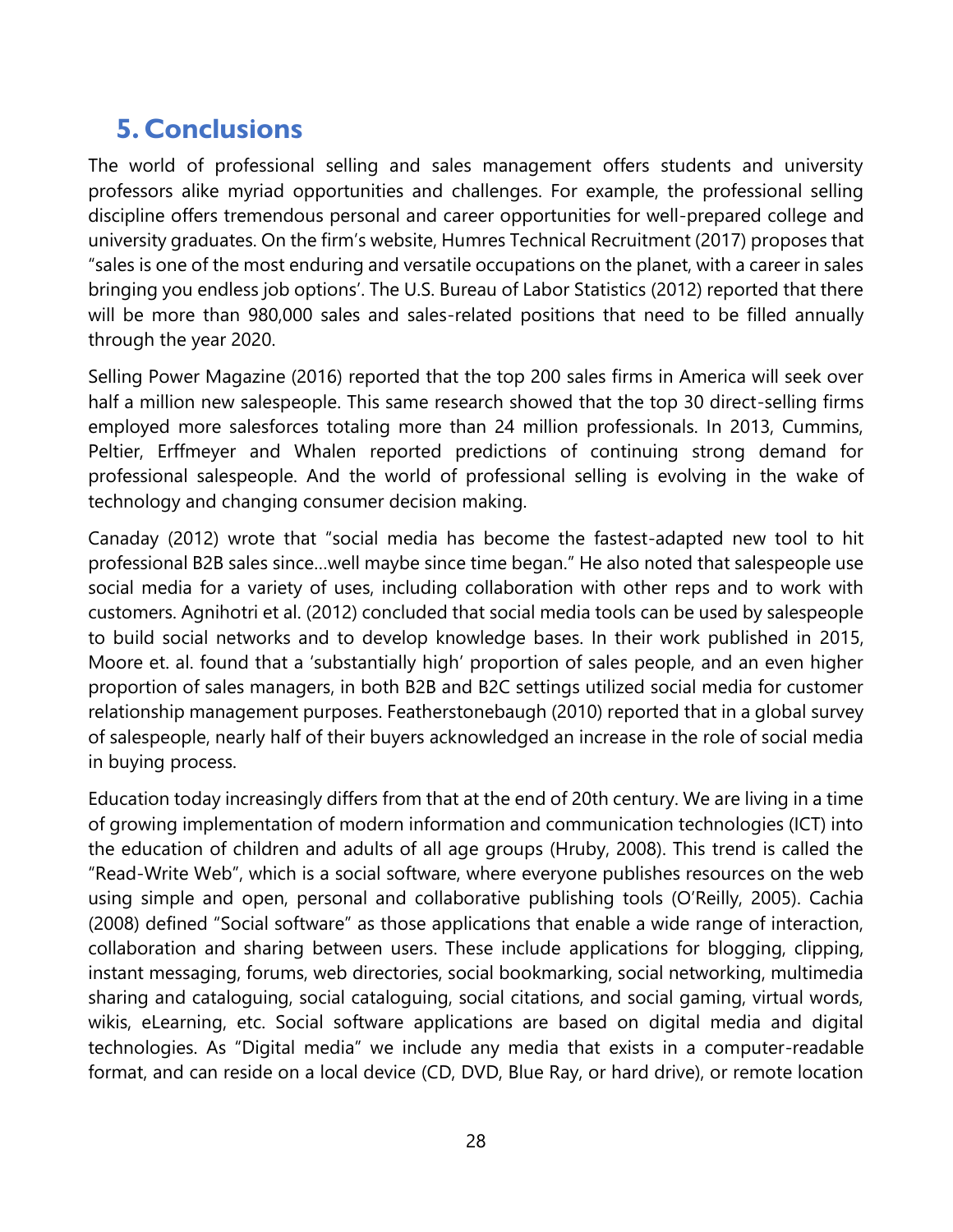## 5. Conclusions

The world of professional selling and sales management offers students and university professors alike myriad opportunities and challenges. For example, the professional selling discipline offers tremendous personal and career opportunities for well-prepared college and university graduates. On the firm's website, Humres Technical Recruitment (2017) proposes that "sales is one of the most enduring and versatile occupations on the planet, with a career in sales bringing you endless job options'. The U.S. Bureau of Labor Statistics (2012) reported that there will be more than 980,000 sales and sales-related positions that need to be filled annually through the year 2020.

Selling Power Magazine (2016) reported that the top 200 sales firms in America will seek over half a million new salespeople. This same research showed that the top 30 direct-selling firms employed more salesforces totaling more than 24 million professionals. In 2013, Cummins, Peltier, Erffmeyer and Whalen reported predictions of continuing strong demand for professional salespeople. And the world of professional selling is evolving in the wake of technology and changing consumer decision making.

Canaday (2012) wrote that "social media has become the fastest-adapted new tool to hit professional B2B sales since…well maybe since time began." He also noted that salespeople use social media for a variety of uses, including collaboration with other reps and to work with customers. Agnihotri et al. (2012) concluded that social media tools can be used by salespeople to build social networks and to develop knowledge bases. In their work published in 2015, Moore et. al. found that a 'substantially high' proportion of sales people, and an even higher proportion of sales managers, in both B2B and B2C settings utilized social media for customer relationship management purposes. Featherstonebaugh (2010) reported that in a global survey of salespeople, nearly half of their buyers acknowledged an increase in the role of social media in buying process.

Education today increasingly differs from that at the end of 20th century. We are living in a time of growing implementation of modern information and communication technologies (ICT) into the education of children and adults of all age groups (Hruby, 2008). This trend is called the "Read-Write Web", which is a social software, where everyone publishes resources on the web using simple and open, personal and collaborative publishing tools (O'Reilly, 2005). Cachia (2008) defined "Social software" as those applications that enable a wide range of interaction, collaboration and sharing between users. These include applications for blogging, clipping, instant messaging, forums, web directories, social bookmarking, social networking, multimedia sharing and cataloguing, social cataloguing, social citations, and social gaming, virtual words, wikis, eLearning, etc. Social software applications are based on digital media and digital technologies. As "Digital media" we include any media that exists in a computer-readable format, and can reside on a local device (CD, DVD, Blue Ray, or hard drive), or remote location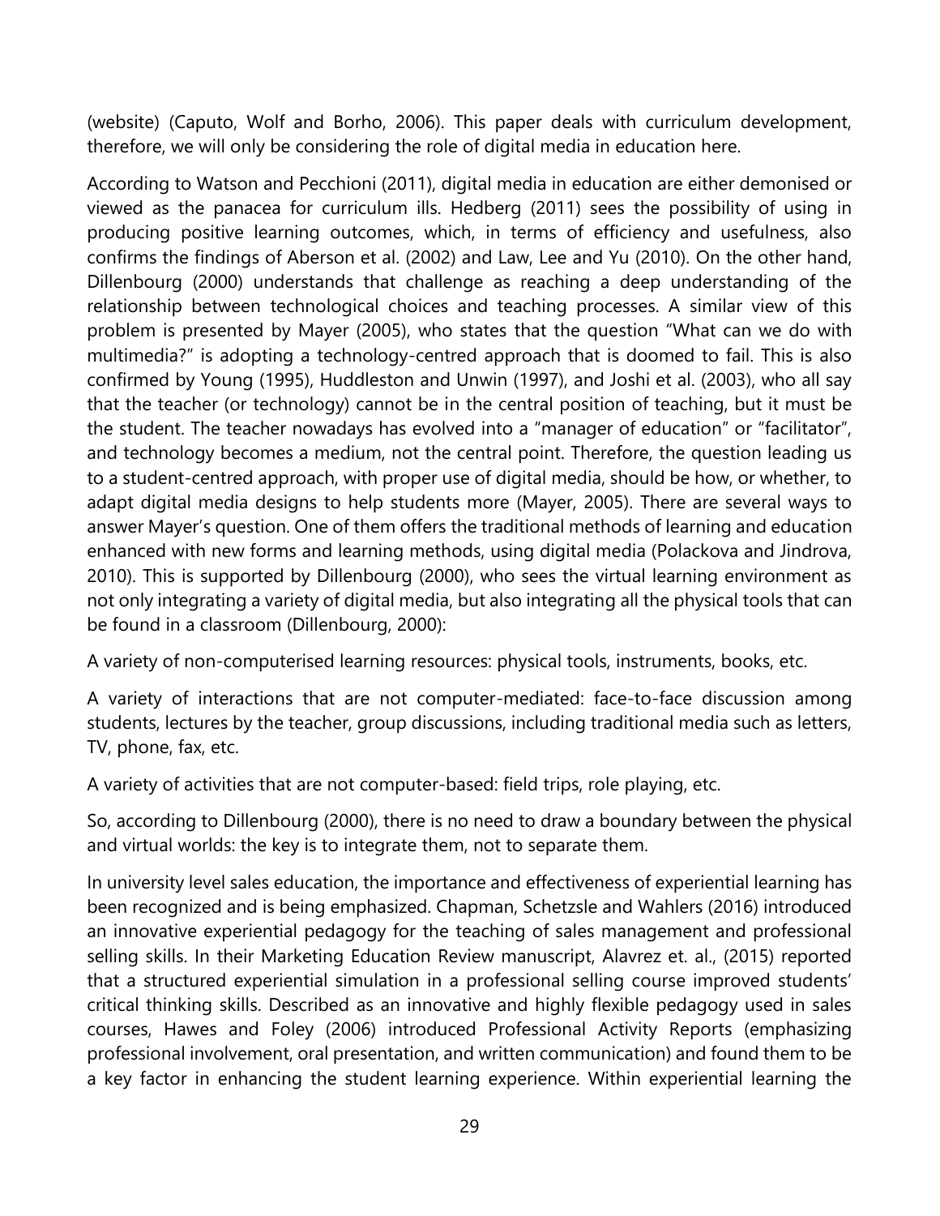(website) (Caputo, Wolf and Borho, 2006). This paper deals with curriculum development, therefore, we will only be considering the role of digital media in education here.

According to Watson and Pecchioni (2011), digital media in education are either demonised or viewed as the panacea for curriculum ills. Hedberg (2011) sees the possibility of using in producing positive learning outcomes, which, in terms of efficiency and usefulness, also confirms the findings of Aberson et al. (2002) and Law, Lee and Yu (2010). On the other hand, Dillenbourg (2000) understands that challenge as reaching a deep understanding of the relationship between technological choices and teaching processes. A similar view of this problem is presented by Mayer (2005), who states that the question "What can we do with multimedia?" is adopting a technology-centred approach that is doomed to fail. This is also confirmed by Young (1995), Huddleston and Unwin (1997), and Joshi et al. (2003), who all say that the teacher (or technology) cannot be in the central position of teaching, but it must be the student. The teacher nowadays has evolved into a "manager of education" or "facilitator", and technology becomes a medium, not the central point. Therefore, the question leading us to a student-centred approach, with proper use of digital media, should be how, or whether, to adapt digital media designs to help students more (Mayer, 2005). There are several ways to answer Mayer's question. One of them offers the traditional methods of learning and education enhanced with new forms and learning methods, using digital media (Polackova and Jindrova, 2010). This is supported by Dillenbourg (2000), who sees the virtual learning environment as not only integrating a variety of digital media, but also integrating all the physical tools that can be found in a classroom (Dillenbourg, 2000):

A variety of non-computerised learning resources: physical tools, instruments, books, etc.

A variety of interactions that are not computer-mediated: face-to-face discussion among students, lectures by the teacher, group discussions, including traditional media such as letters, TV, phone, fax, etc.

A variety of activities that are not computer-based: field trips, role playing, etc.

So, according to Dillenbourg (2000), there is no need to draw a boundary between the physical and virtual worlds: the key is to integrate them, not to separate them.

In university level sales education, the importance and effectiveness of experiential learning has been recognized and is being emphasized. Chapman, Schetzsle and Wahlers (2016) introduced an innovative experiential pedagogy for the teaching of sales management and professional selling skills. In their Marketing Education Review manuscript, Alavrez et. al., (2015) reported that a structured experiential simulation in a professional selling course improved students' critical thinking skills. Described as an innovative and highly flexible pedagogy used in sales courses, Hawes and Foley (2006) introduced Professional Activity Reports (emphasizing professional involvement, oral presentation, and written communication) and found them to be a key factor in enhancing the student learning experience. Within experiential learning the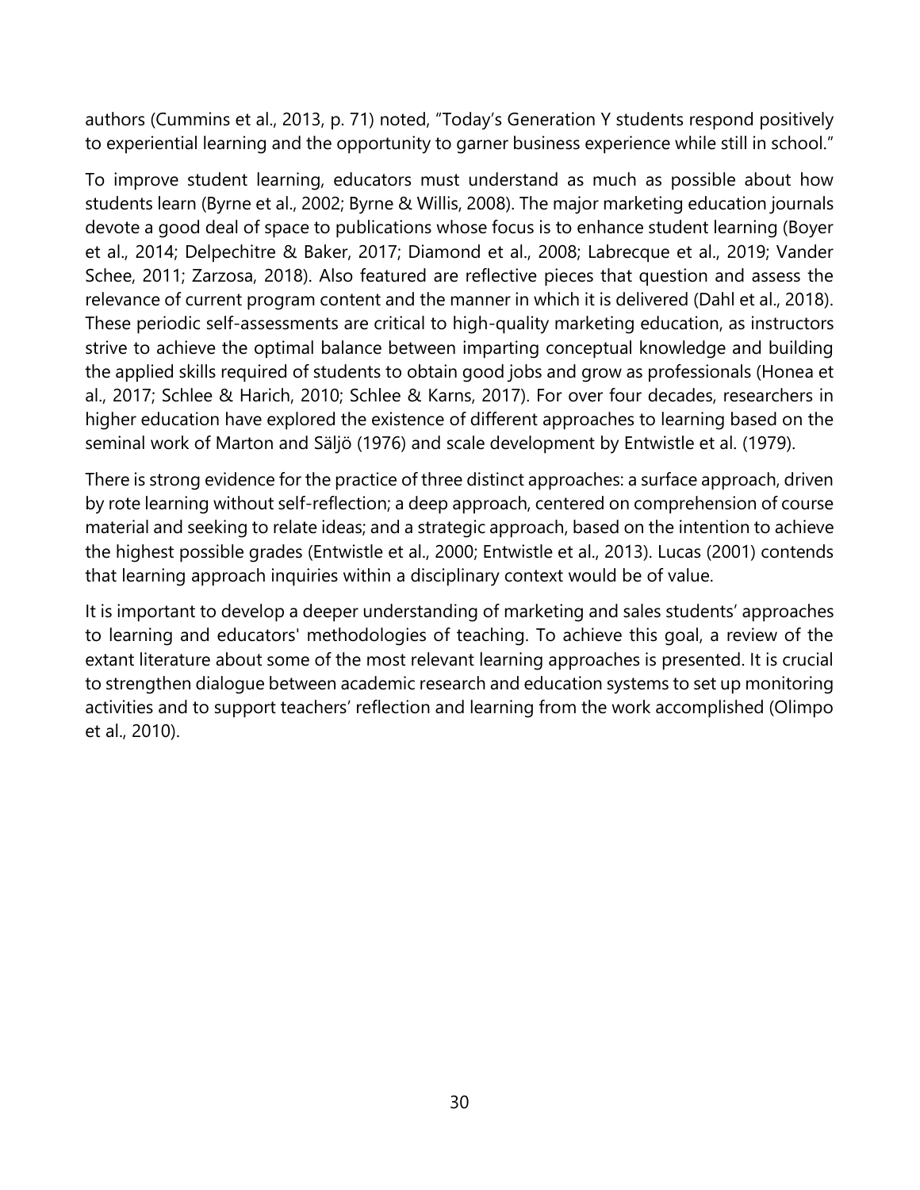authors (Cummins et al., 2013, p. 71) noted, "Today's Generation Y students respond positively to experiential learning and the opportunity to garner business experience while still in school."

To improve student learning, educators must understand as much as possible about how students learn (Byrne et al., 2002; Byrne & Willis, 2008). The major marketing education journals devote a good deal of space to publications whose focus is to enhance student learning (Boyer et al., 2014; Delpechitre & Baker, 2017; Diamond et al., 2008; Labrecque et al., 2019; Vander Schee, 2011; Zarzosa, 2018). Also featured are reflective pieces that question and assess the relevance of current program content and the manner in which it is delivered (Dahl et al., 2018). These periodic self-assessments are critical to high-quality marketing education, as instructors strive to achieve the optimal balance between imparting conceptual knowledge and building the applied skills required of students to obtain good jobs and grow as professionals (Honea et al., 2017; Schlee & Harich, 2010; Schlee & Karns, 2017). For over four decades, researchers in higher education have explored the existence of different approaches to learning based on the seminal work of Marton and Säljö (1976) and scale development by Entwistle et al. (1979).

There is strong evidence for the practice of three distinct approaches: a surface approach, driven by rote learning without self-reflection; a deep approach, centered on comprehension of course material and seeking to relate ideas; and a strategic approach, based on the intention to achieve the highest possible grades (Entwistle et al., 2000; Entwistle et al., 2013). Lucas (2001) contends that learning approach inquiries within a disciplinary context would be of value.

It is important to develop a deeper understanding of marketing and sales students' approaches to learning and educators' methodologies of teaching. To achieve this goal, a review of the extant literature about some of the most relevant learning approaches is presented. It is crucial to strengthen dialogue between academic research and education systems to set up monitoring activities and to support teachers' reflection and learning from the work accomplished (Olimpo et al., 2010).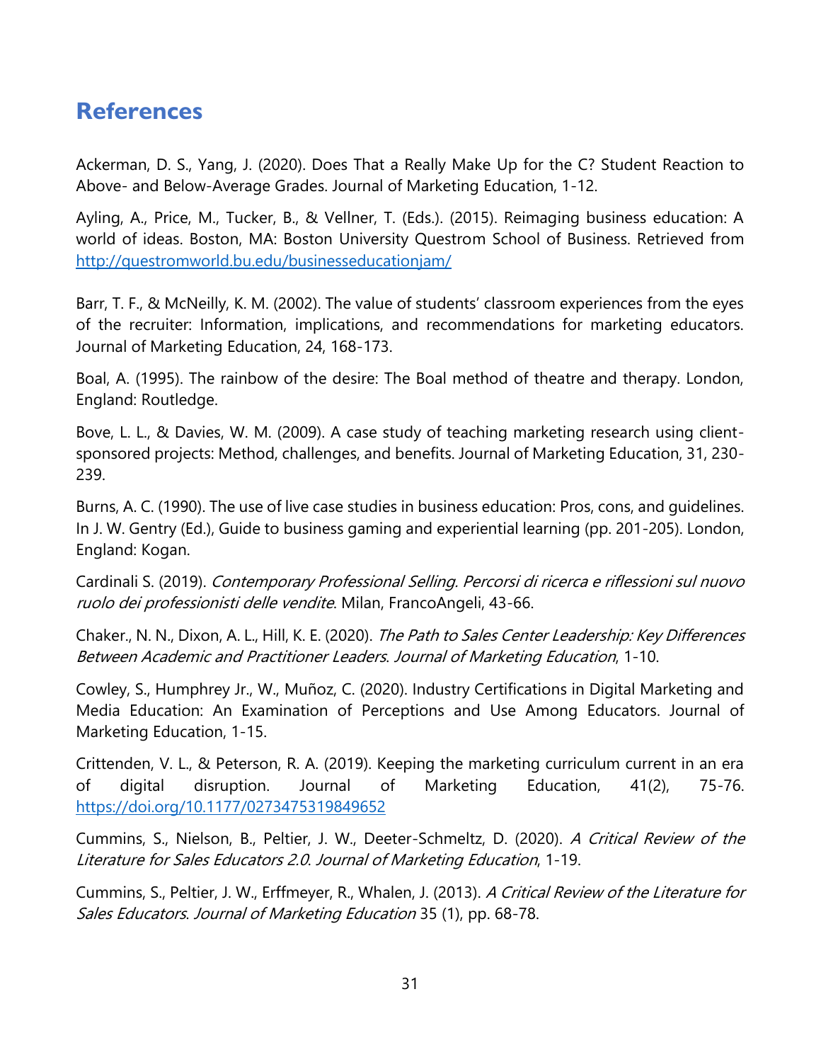## References

Ackerman, D. S., Yang, J. (2020). Does That a Really Make Up for the C? Student Reaction to Above- and Below-Average Grades. Journal of Marketing Education, 1-12.

Ayling, A., Price, M., Tucker, B., & Vellner, T. (Eds.). (2015). Reimaging business education: A world of ideas. Boston, MA: Boston University Questrom School of Business. Retrieved from http://questromworld.bu.edu/businesseducationjam/

Barr, T. F., & McNeilly, K. M. (2002). The value of students' classroom experiences from the eyes of the recruiter: Information, implications, and recommendations for marketing educators. Journal of Marketing Education, 24, 168-173.

Boal, A. (1995). The rainbow of the desire: The Boal method of theatre and therapy. London, England: Routledge.

Bove, L. L., & Davies, W. M. (2009). A case study of teaching marketing research using client-sponsored projects: Method, challenges, and benefits. Journal of Marketing Education, 31, 230-239.

Burns, A. C. (1990). The use of live case studies in business education: Pros, cons, and guidelines. In J. W. Gentry (Ed.), Guide to business gaming and experiential learning (pp. 201-205). London, England: Kogan.

Cardinali S. (2019). *Contemporary Professional Selling. Percorsi di ricerca e riflessioni sul nuovo ruolo dei professionisti delle vendite*. Milan, FrancoAngeli, 43-66.

Chaker., N. N., Dixon, A. L., Hill, K. E. (2020). *The Path to Sales Center Leadership: Key Differences Between Academic and Practitioner Leaders*. *Journal of Marketing Education*, 1-10.

Cowley, S., Humphrey Jr., W., Muñoz, C. (2020). Industry Certifications in Digital Marketing and Media Education: An Examination of Perceptions and Use Among Educators. Journal of Marketing Education, 1-15.

Crittenden, V. L., & Peterson, R. A. (2019). Keeping the marketing curriculum current in an era of digital disruption. Journal of Marketing Education, 41(2), 75-76. https://doi.org/10.1177/0273475319849652

Cummins, S., Nielson, B., Peltier, J. W., Deeter-Schmeltz, D. (2020). *A Critical Review of the Literature for Sales Educators 2.0*. *Journal of Marketing Education*, 1-19.

Cummins, S., Peltier, J. W., Erffmeyer, R., Whalen, J. (2013). *A Critical Review of the Literature for Sales Educators*. *Journal of Marketing Education* 35 (1), pp. 68-78.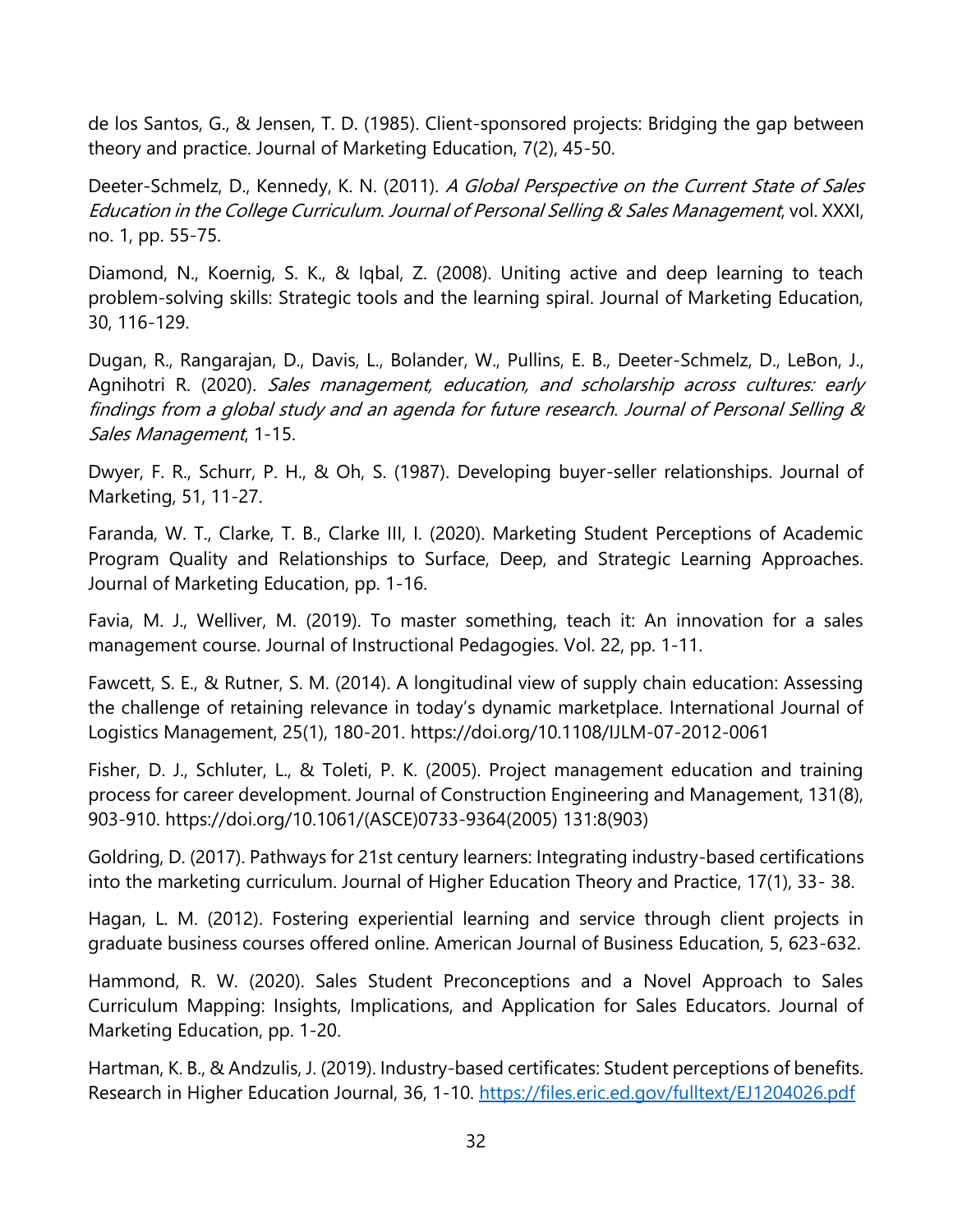de los Santos, G., & Jensen, T. D. (1985). Client-sponsored projects: Bridging the gap between theory and practice. Journal of Marketing Education, 7(2), 45-50.

Deeter-Schmelz, D., Kennedy, K. N. (2011). *A Global Perspective on the Current State of Sales Education in the College Curriculum*. *Journal of Personal Selling & Sales Management*, vol. XXXI, no. 1, pp. 55-75.

Diamond, N., Koernig, S. K., & Iqbal, Z. (2008). Uniting active and deep learning to teach problem-solving skills: Strategic tools and the learning spiral. Journal of Marketing Education, 30, 116-129.

Dugan, R., Rangarajan, D., Davis, L., Bolander, W., Pullins, E. B., Deeter-Schmelz, D., LeBon, J., Agnihotri R. (2020). *Sales management, education, and scholarship across cultures: early findings from a global study and an agenda for future research*. *Journal of Personal Selling & Sales Management*, 1-15.

Dwyer, F. R., Schurr, P. H., & Oh, S. (1987). Developing buyer-seller relationships. Journal of Marketing, 51, 11-27.

Faranda, W. T., Clarke, T. B., Clarke III, I. (2020). Marketing Student Perceptions of Academic Program Quality and Relationships to Surface, Deep, and Strategic Learning Approaches. Journal of Marketing Education, pp. 1-16.

Favia, M. J., Welliver, M. (2019). To master something, teach it: An innovation for a sales management course. Journal of Instructional Pedagogies. Vol. 22, pp. 1-11.

Fawcett, S. E., & Rutner, S. M. (2014). A longitudinal view of supply chain education: Assessing the challenge of retaining relevance in today's dynamic marketplace. International Journal of Logistics Management, 25(1), 180-201. https://doi.org/10.1108/IJLM-07-2012-0061

Fisher, D. J., Schluter, L., & Toleti, P. K. (2005). Project management education and training process for career development. Journal of Construction Engineering and Management, 131(8), 903-910. https://doi.org/10.1061/(ASCE)0733-9364(2005) 131:8(903)

Goldring, D. (2017). Pathways for 21st century learners: Integrating industry-based certifications into the marketing curriculum. Journal of Higher Education Theory and Practice, 17(1), 33- 38.

Hagan, L. M. (2012). Fostering experiential learning and service through client projects in graduate business courses offered online. American Journal of Business Education, 5, 623-632.

Hammond, R. W. (2020). Sales Student Preconceptions and a Novel Approach to Sales Curriculum Mapping: Insights, Implications, and Application for Sales Educators. Journal of Marketing Education, pp. 1-20.

Hartman, K. B., & Andzulis, J. (2019). Industry-based certificates: Student perceptions of benefits. Research in Higher Education Journal, 36, 1-10. https://files.eric.ed.gov/fulltext/EJ1204026.pdf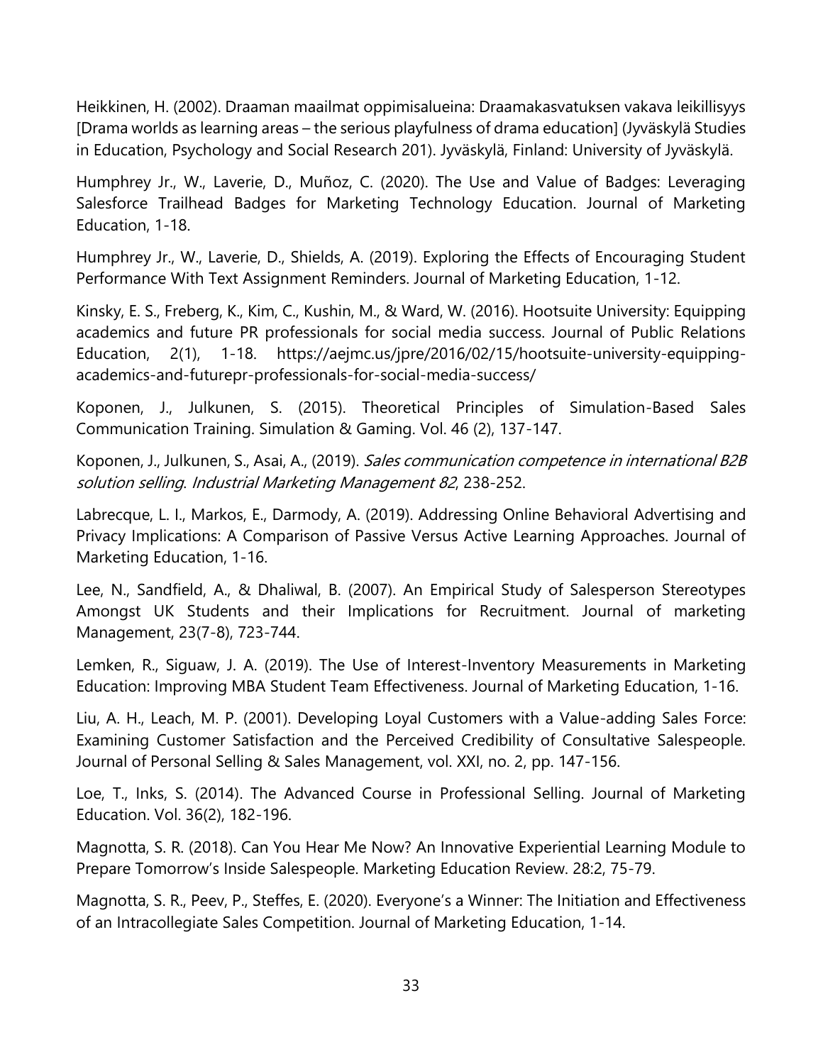Heikkinen, H. (2002). Draaman maailmat oppimisalueina: Draamakasvatuksen vakava leikillisyys [Drama worlds as learning areas – the serious playfulness of drama education] (Jyväskylä Studies in Education, Psychology and Social Research 201). Jyväskylä, Finland: University of Jyväskylä.

Humphrey Jr., W., Laverie, D., Muñoz, C. (2020). The Use and Value of Badges: Leveraging Salesforce Trailhead Badges for Marketing Technology Education. Journal of Marketing Education, 1-18.

Humphrey Jr., W., Laverie, D., Shields, A. (2019). Exploring the Effects of Encouraging Student Performance With Text Assignment Reminders. Journal of Marketing Education, 1-12.

Kinsky, E. S., Freberg, K., Kim, C., Kushin, M., & Ward, W. (2016). Hootsuite University: Equipping academics and future PR professionals for social media success. Journal of Public Relations Education, 2(1), 1-18. https://aejmc.us/jpre/2016/02/15/hootsuite-university-equipping-academics-and-futurepr-professionals-for-social-media-success/

Koponen, J., Julkunen, S. (2015). Theoretical Principles of Simulation-Based Sales Communication Training. Simulation & Gaming. Vol. 46 (2), 137-147.

Koponen, J., Julkunen, S., Asai, A., (2019). *Sales communication competence in international B2B solution selling*. *Industrial Marketing Management 82*, 238-252.

Labrecque, L. I., Markos, E., Darmody, A. (2019). Addressing Online Behavioral Advertising and Privacy Implications: A Comparison of Passive Versus Active Learning Approaches. Journal of Marketing Education, 1-16.

Lee, N., Sandfield, A., & Dhaliwal, B. (2007). An Empirical Study of Salesperson Stereotypes Amongst UK Students and their Implications for Recruitment. Journal of marketing Management, 23(7-8), 723-744.

Lemken, R., Siguaw, J. A. (2019). The Use of Interest-Inventory Measurements in Marketing Education: Improving MBA Student Team Effectiveness. Journal of Marketing Education, 1-16.

Liu, A. H., Leach, M. P. (2001). Developing Loyal Customers with a Value-adding Sales Force: Examining Customer Satisfaction and the Perceived Credibility of Consultative Salespeople. Journal of Personal Selling & Sales Management, vol. XXI, no. 2, pp. 147-156.

Loe, T., Inks, S. (2014). The Advanced Course in Professional Selling. Journal of Marketing Education. Vol. 36(2), 182-196.

Magnotta, S. R. (2018). Can You Hear Me Now? An Innovative Experiential Learning Module to Prepare Tomorrow's Inside Salespeople. Marketing Education Review. 28:2, 75-79.

Magnotta, S. R., Peev, P., Steffes, E. (2020). Everyone's a Winner: The Initiation and Effectiveness of an Intracollegiate Sales Competition. Journal of Marketing Education, 1-14.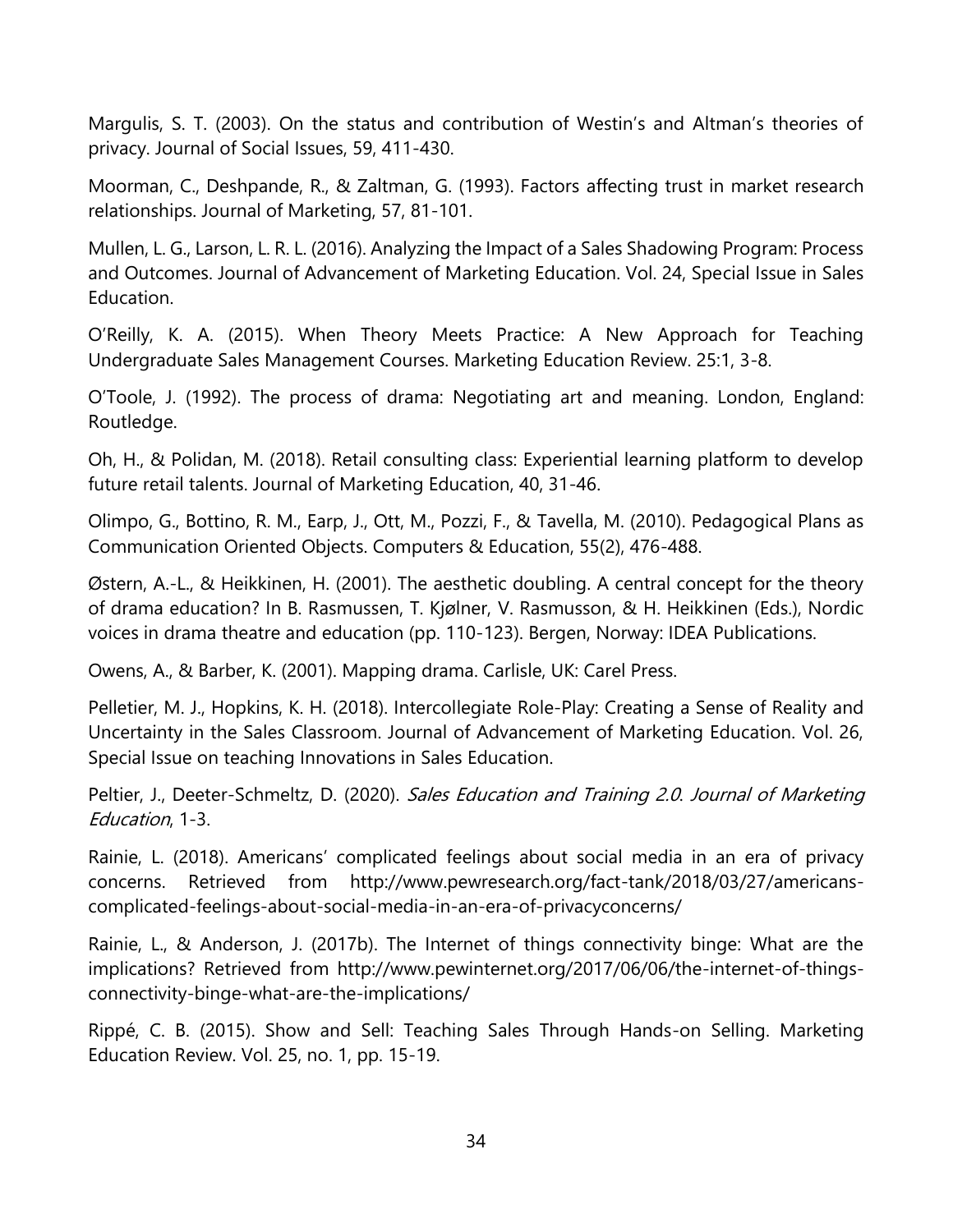Margulis, S. T. (2003). On the status and contribution of Westin's and Altman's theories of privacy. Journal of Social Issues, 59, 411-430.

Moorman, C., Deshpande, R., & Zaltman, G. (1993). Factors affecting trust in market research relationships. Journal of Marketing, 57, 81-101.

Mullen, L. G., Larson, L. R. L. (2016). Analyzing the Impact of a Sales Shadowing Program: Process and Outcomes. Journal of Advancement of Marketing Education. Vol. 24, Special Issue in Sales Education.

O'Reilly, K. A. (2015). When Theory Meets Practice: A New Approach for Teaching Undergraduate Sales Management Courses. Marketing Education Review. 25:1, 3-8.

O'Toole, J. (1992). The process of drama: Negotiating art and meaning. London, England: Routledge.

Oh, H., & Polidan, M. (2018). Retail consulting class: Experiential learning platform to develop future retail talents. Journal of Marketing Education, 40, 31-46.

Olimpo, G., Bottino, R. M., Earp, J., Ott, M., Pozzi, F., & Tavella, M. (2010). Pedagogical Plans as Communication Oriented Objects. Computers & Education, 55(2), 476-488.

Østern, A.-L., & Heikkinen, H. (2001). The aesthetic doubling. A central concept for the theory of drama education? In B. Rasmussen, T. Kjølner, V. Rasmusson, & H. Heikkinen (Eds.), Nordic voices in drama theatre and education (pp. 110-123). Bergen, Norway: IDEA Publications.

Owens, A., & Barber, K. (2001). Mapping drama. Carlisle, UK: Carel Press.

Pelletier, M. J., Hopkins, K. H. (2018). Intercollegiate Role-Play: Creating a Sense of Reality and Uncertainty in the Sales Classroom. Journal of Advancement of Marketing Education. Vol. 26, Special Issue on teaching Innovations in Sales Education.

Peltier, J., Deeter-Schmeltz, D. (2020). *Sales Education and Training 2.0. Journal of Marketing Education*, 1-3.

Rainie, L. (2018). Americans' complicated feelings about social media in an era of privacy concerns. Retrieved from http://www.pewresearch.org/fact-tank/2018/03/27/americans-complicated-feelings-about-social-media-in-an-era-of-privacyconcerns/

Rainie, L., & Anderson, J. (2017b). The Internet of things connectivity binge: What are the implications? Retrieved from http://www.pewinternet.org/2017/06/06/the-internet-of-things-connectivity-binge-what-are-the-implications/

Rippé, C. B. (2015). Show and Sell: Teaching Sales Through Hands-on Selling. Marketing Education Review. Vol. 25, no. 1, pp. 15-19.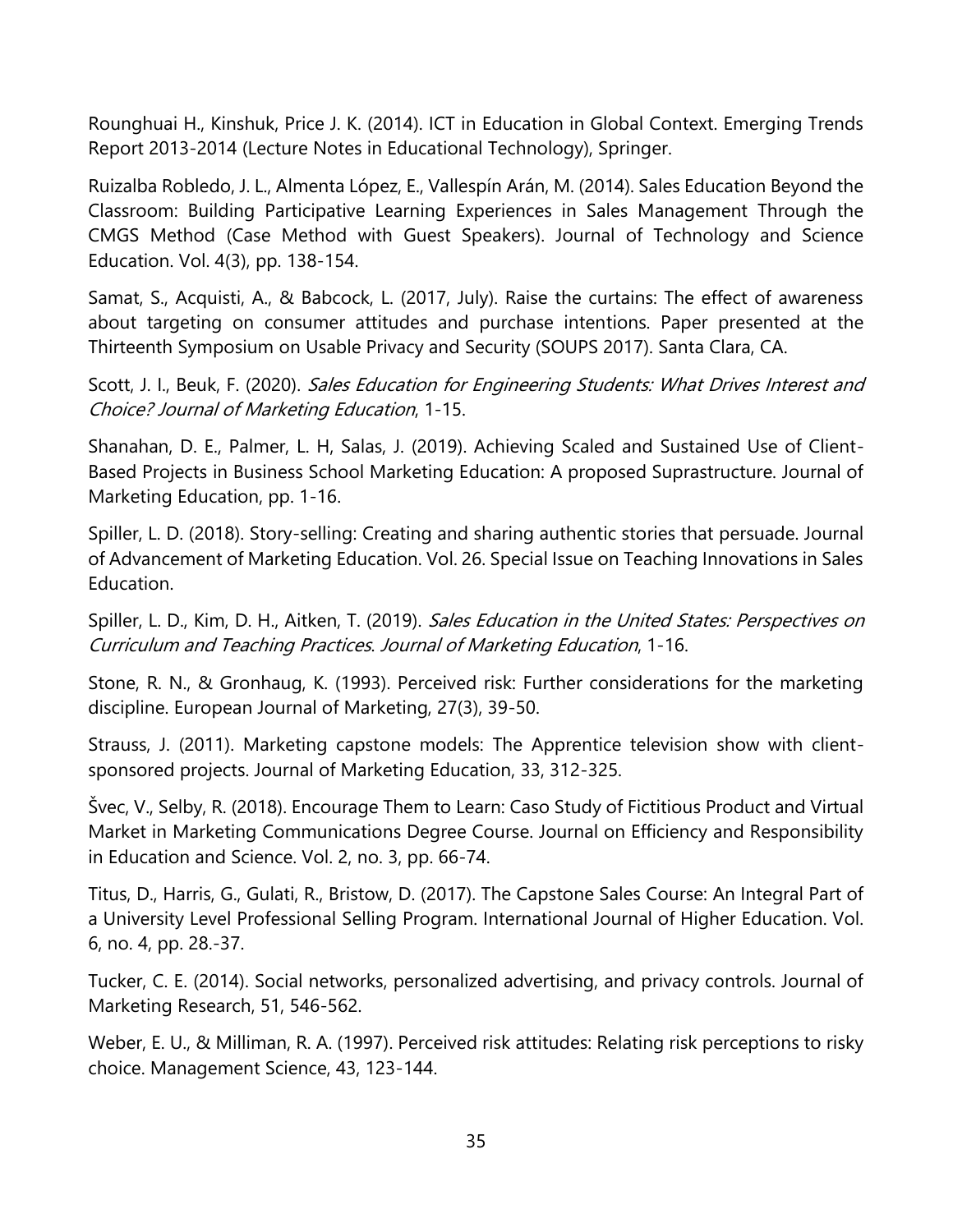Rounghuai H., Kinshuk, Price J. K. (2014). ICT in Education in Global Context. Emerging Trends Report 2013-2014 (Lecture Notes in Educational Technology), Springer.

Ruizalba Robledo, J. L., Almenta López, E., Vallespín Arán, M. (2014). Sales Education Beyond the Classroom: Building Participative Learning Experiences in Sales Management Through the CMGS Method (Case Method with Guest Speakers). Journal of Technology and Science Education. Vol. 4(3), pp. 138-154.

Samat, S., Acquisti, A., & Babcock, L. (2017, July). Raise the curtains: The effect of awareness about targeting on consumer attitudes and purchase intentions. Paper presented at the Thirteenth Symposium on Usable Privacy and Security (SOUPS 2017). Santa Clara, CA.

Scott, J. I., Beuk, F. (2020). *Sales Education for Engineering Students: What Drives Interest and Choice? Journal of Marketing Education*, 1-15.

Shanahan, D. E., Palmer, L. H, Salas, J. (2019). Achieving Scaled and Sustained Use of Client-Based Projects in Business School Marketing Education: A proposed Suprastructure. Journal of Marketing Education, pp. 1-16.

Spiller, L. D. (2018). Story-selling: Creating and sharing authentic stories that persuade. Journal of Advancement of Marketing Education. Vol. 26. Special Issue on Teaching Innovations in Sales Education.

Spiller, L. D., Kim, D. H., Aitken, T. (2019). *Sales Education in the United States: Perspectives on Curriculum and Teaching Practices*. *Journal of Marketing Education*, 1-16.

Stone, R. N., & Gronhaug, K. (1993). Perceived risk: Further considerations for the marketing discipline. European Journal of Marketing, 27(3), 39-50.

Strauss, J. (2011). Marketing capstone models: The Apprentice television show with client-sponsored projects. Journal of Marketing Education, 33, 312-325.

Švec, V., Selby, R. (2018). Encourage Them to Learn: Caso Study of Fictitious Product and Virtual Market in Marketing Communications Degree Course. Journal on Efficiency and Responsibility in Education and Science. Vol. 2, no. 3, pp. 66-74.

Titus, D., Harris, G., Gulati, R., Bristow, D. (2017). The Capstone Sales Course: An Integral Part of a University Level Professional Selling Program. International Journal of Higher Education. Vol. 6, no. 4, pp. 28.-37.

Tucker, C. E. (2014). Social networks, personalized advertising, and privacy controls. Journal of Marketing Research, 51, 546-562.

Weber, E. U., & Milliman, R. A. (1997). Perceived risk attitudes: Relating risk perceptions to risky choice. Management Science, 43, 123-144.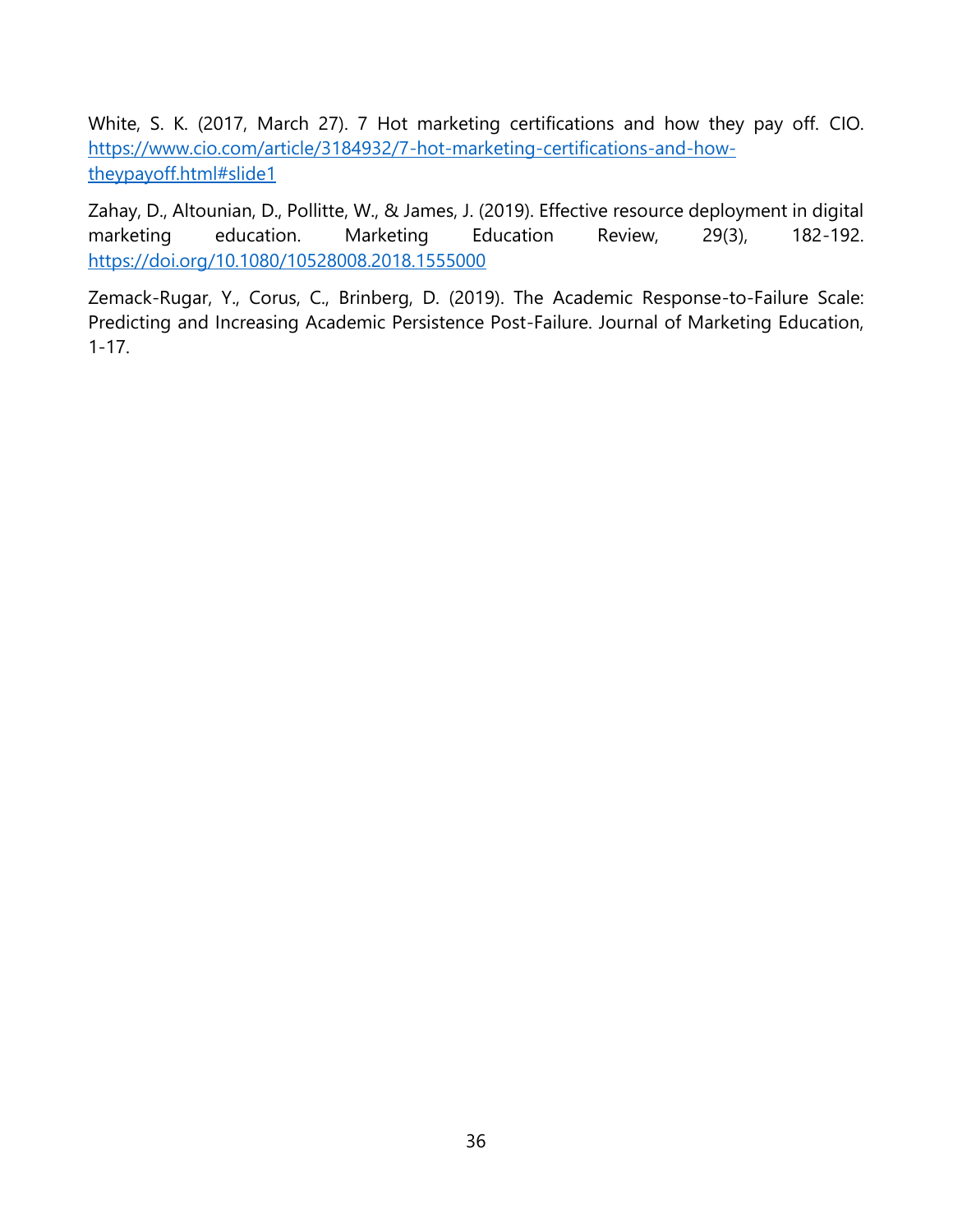White, S. K. (2017, March 27). 7 Hot marketing certifications and how they pay off. CIO. https://www.cio.com/article/3184932/7-hot-marketing-certifications-and-how-theypayoff.html#slide1

Zahay, D., Altounian, D., Pollitte, W., & James, J. (2019). Effective resource deployment in digital marketing education. Marketing Education Review, 29(3), 182-192. https://doi.org/10.1080/10528008.2018.1555000

Zemack-Rugar, Y., Corus, C., Brinberg, D. (2019). The Academic Response-to-Failure Scale: Predicting and Increasing Academic Persistence Post-Failure. Journal of Marketing Education, 1-17.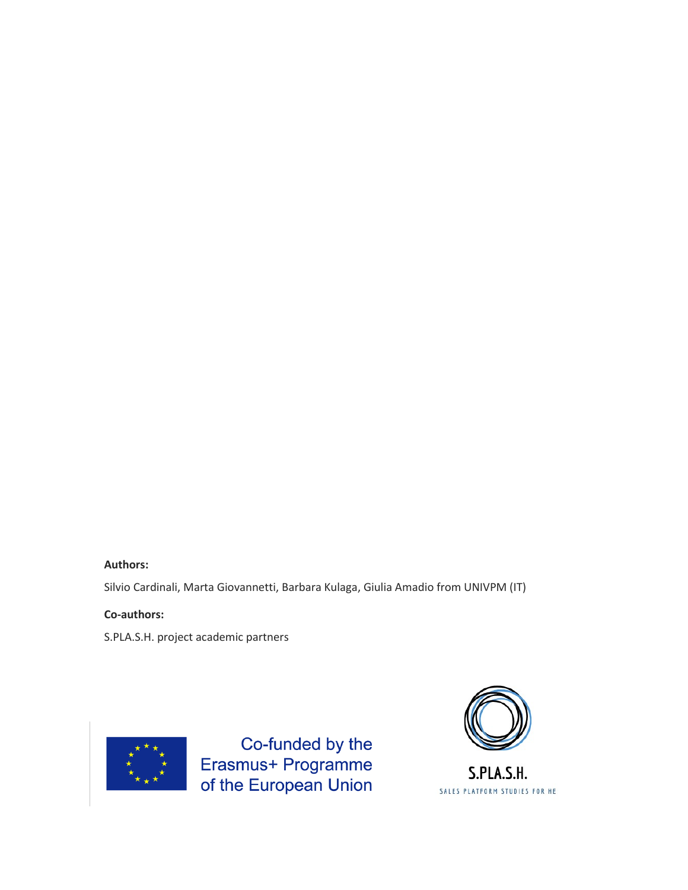**Authors:**

Silvio Cardinali, Marta Giovannetti, Barbara Kulaga, Giulia Amadio from UNIVPM (IT)

**Co-authors:**

S.PLA.S.H. project academic partners

Co-funded by the Erasmus+ Programme of the European Union

S.PLA.S.H.

SALES PLATFORM STUDIES FOR HE